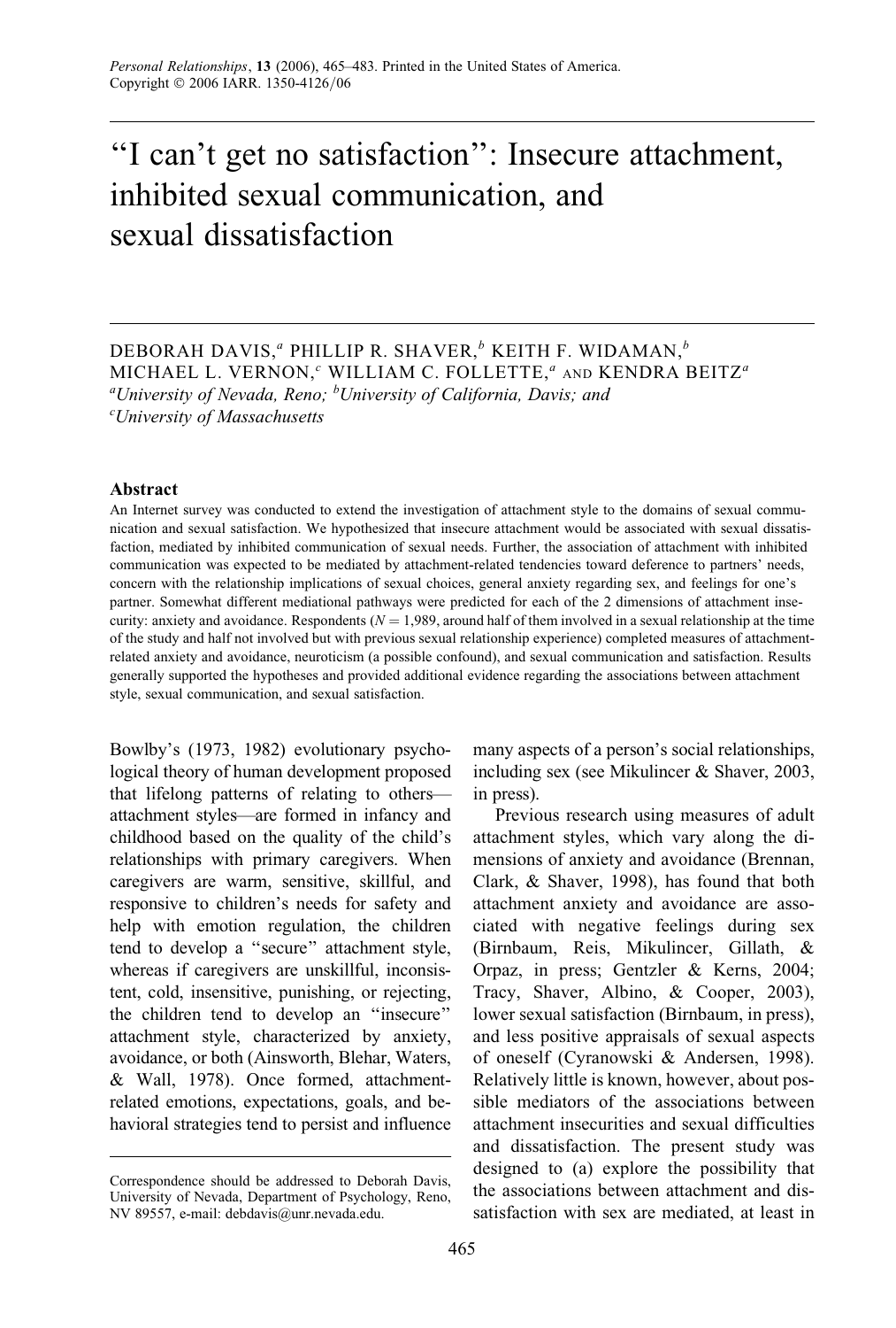# "I can't get no satisfaction": Insecure attachment, inhibited sexual communication, and sexual dissatisfaction

DEBORAH DAVIS,[a] PHILLIP R. SHAVER,[b] KEITH F. WIDAMAN,[b] MICHAEL L. VERNON,[c] WILLIAM C. FOLLETTE,[a] AND KENDRA BEITZ[a]

[a]*University of Nevada, Reno;* [b]*University of California, Davis; and* [c]*University of Massachusetts*

### Abstract

An Internet survey was conducted to extend the investigation of attachment style to the domains of sexual communication and sexual satisfaction. We hypothesized that insecure attachment would be associated with sexual dissatisfaction, mediated by inhibited communication of sexual needs. Further, the association of attachment with inhibited communication was expected to be mediated by attachment-related tendencies toward deference to partners' needs, concern with the relationship implications of sexual choices, general anxiety regarding sex, and feelings for one's partner. Somewhat different mediational pathways were predicted for each of the 2 dimensions of attachment insecurity: anxiety and avoidance. Respondents ($N = 1,989$, around half of them involved in a sexual relationship at the time of the study and half not involved but with previous sexual relationship experience) completed measures of attachment-related anxiety and avoidance, neuroticism (a possible confound), and sexual communication and satisfaction. Results generally supported the hypotheses and provided additional evidence regarding the associations between attachment style, sexual communication, and sexual satisfaction.

Bowlby's (1973, 1982) evolutionary psychological theory of human development proposed that lifelong patterns of relating to others—attachment styles—are formed in infancy and childhood based on the quality of the child's relationships with primary caregivers. When caregivers are warm, sensitive, skillful, and responsive to children's needs for safety and help with emotion regulation, the children tend to develop a "secure" attachment style, whereas if caregivers are unskillful, inconsistent, cold, insensitive, punishing, or rejecting, the children tend to develop an "insecure" attachment style, characterized by anxiety, avoidance, or both (Ainsworth, Blehar, Waters, & Wall, 1978). Once formed, attachment-related emotions, expectations, goals, and behavioral strategies tend to persist and influence many aspects of a person's social relationships, including sex (see Mikulincer & Shaver, 2003, in press).

Previous research using measures of adult attachment styles, which vary along the dimensions of anxiety and avoidance (Brennan, Clark, & Shaver, 1998), has found that both attachment anxiety and avoidance are associated with negative feelings during sex (Birnbaum, Reis, Mikulincer, Gillath, & Orpaz, in press; Gentzler & Kerns, 2004; Tracy, Shaver, Albino, & Cooper, 2003), lower sexual satisfaction (Birnbaum, in press), and less positive appraisals of sexual aspects of oneself (Cyranowski & Andersen, 1998). Relatively little is known, however, about possible mediators of the associations between attachment insecurities and sexual difficulties and dissatisfaction. The present study was designed to (a) explore the possibility that the associations between attachment and dissatisfaction with sex are mediated, at least in

Correspondence should be addressed to Deborah Davis, University of Nevada, Department of Psychology, Reno, NV 89557, e-mail: debdavis@unr.nevada.edu.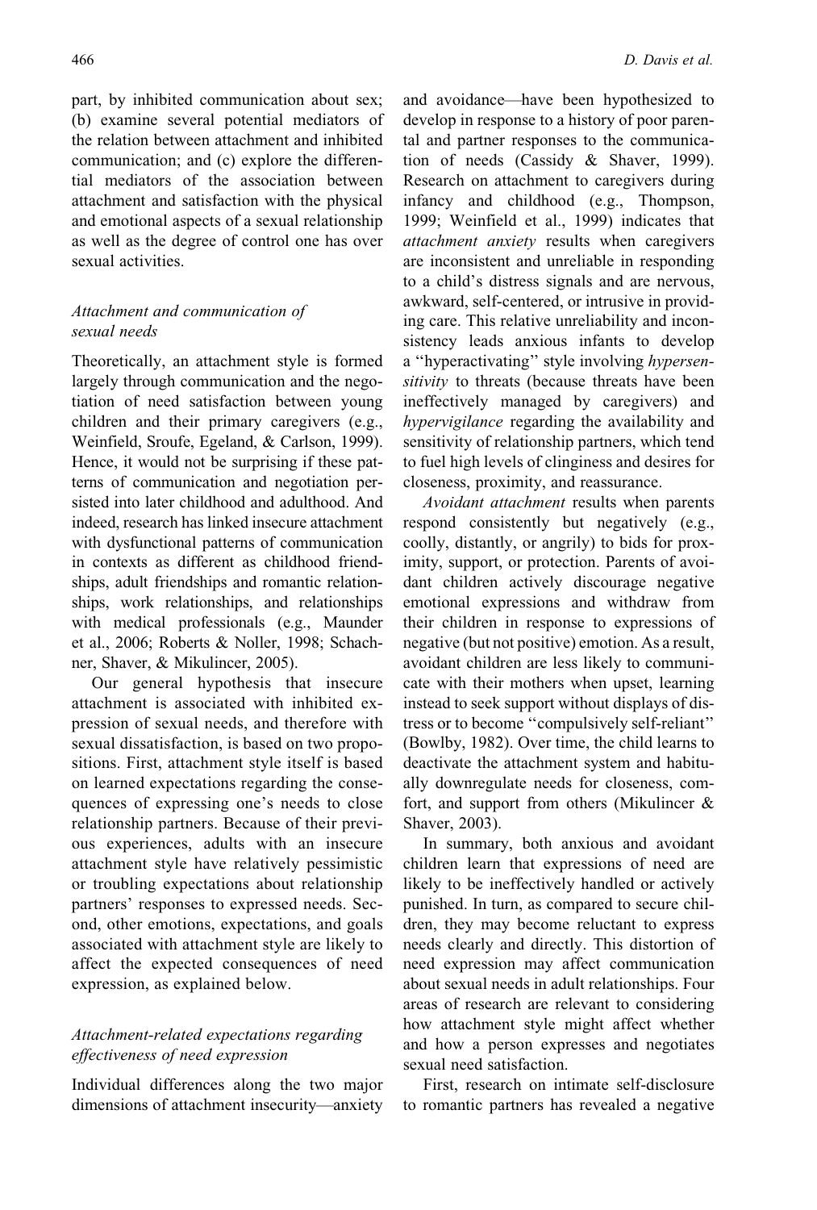part, by inhibited communication about sex; (b) examine several potential mediators of the relation between attachment and inhibited communication; and (c) explore the differential mediators of the association between attachment and satisfaction with the physical and emotional aspects of a sexual relationship as well as the degree of control one has over sexual activities.

### *Attachment and communication of sexual needs*

Theoretically, an attachment style is formed largely through communication and the negotiation of need satisfaction between young children and their primary caregivers (e.g., Weinfield, Sroufe, Egeland, & Carlson, 1999). Hence, it would not be surprising if these patterns of communication and negotiation persisted into later childhood and adulthood. And indeed, research has linked insecure attachment with dysfunctional patterns of communication in contexts as different as childhood friendships, adult friendships and romantic relationships, work relationships, and relationships with medical professionals (e.g., Maunder et al., 2006; Roberts & Noller, 1998; Schachner, Shaver, & Mikulincer, 2005).

Our general hypothesis that insecure attachment is associated with inhibited expression of sexual needs, and therefore with sexual dissatisfaction, is based on two propositions. First, attachment style itself is based on learned expectations regarding the consequences of expressing one's needs to close relationship partners. Because of their previous experiences, adults with an insecure attachment style have relatively pessimistic or troubling expectations about relationship partners' responses to expressed needs. Second, other emotions, expectations, and goals associated with attachment style are likely to affect the expected consequences of need expression, as explained below.

### *Attachment-related expectations regarding effectiveness of need expression*

Individual differences along the two major dimensions of attachment insecurity—anxiety and avoidance—have been hypothesized to develop in response to a history of poor parental and partner responses to the communication of needs (Cassidy & Shaver, 1999). Research on attachment to caregivers during infancy and childhood (e.g., Thompson, 1999; Weinfield et al., 1999) indicates that *attachment anxiety* results when caregivers are inconsistent and unreliable in responding to a child's distress signals and are nervous, awkward, self-centered, or intrusive in providing care. This relative unreliability and inconsistency leads anxious infants to develop a "hyperactivating" style involving *hypersensitivity* to threats (because threats have been ineffectively managed by caregivers) and *hypervigilance* regarding the availability and sensitivity of relationship partners, which tend to fuel high levels of clinginess and desires for closeness, proximity, and reassurance.

*Avoidant attachment* results when parents respond consistently but negatively (e.g., coolly, distantly, or angrily) to bids for proximity, support, or protection. Parents of avoidant children actively discourage negative emotional expressions and withdraw from their children in response to expressions of negative (but not positive) emotion. As a result, avoidant children are less likely to communicate with their mothers when upset, learning instead to seek support without displays of distress or to become "compulsively self-reliant" (Bowlby, 1982). Over time, the child learns to deactivate the attachment system and habitually downregulate needs for closeness, comfort, and support from others (Mikulincer & Shaver, 2003).

In summary, both anxious and avoidant children learn that expressions of need are likely to be ineffectively handled or actively punished. In turn, as compared to secure children, they may become reluctant to express needs clearly and directly. This distortion of need expression may affect communication about sexual needs in adult relationships. Four areas of research are relevant to considering how attachment style might affect whether and how a person expresses and negotiates sexual need satisfaction.

First, research on intimate self-disclosure to romantic partners has revealed a negative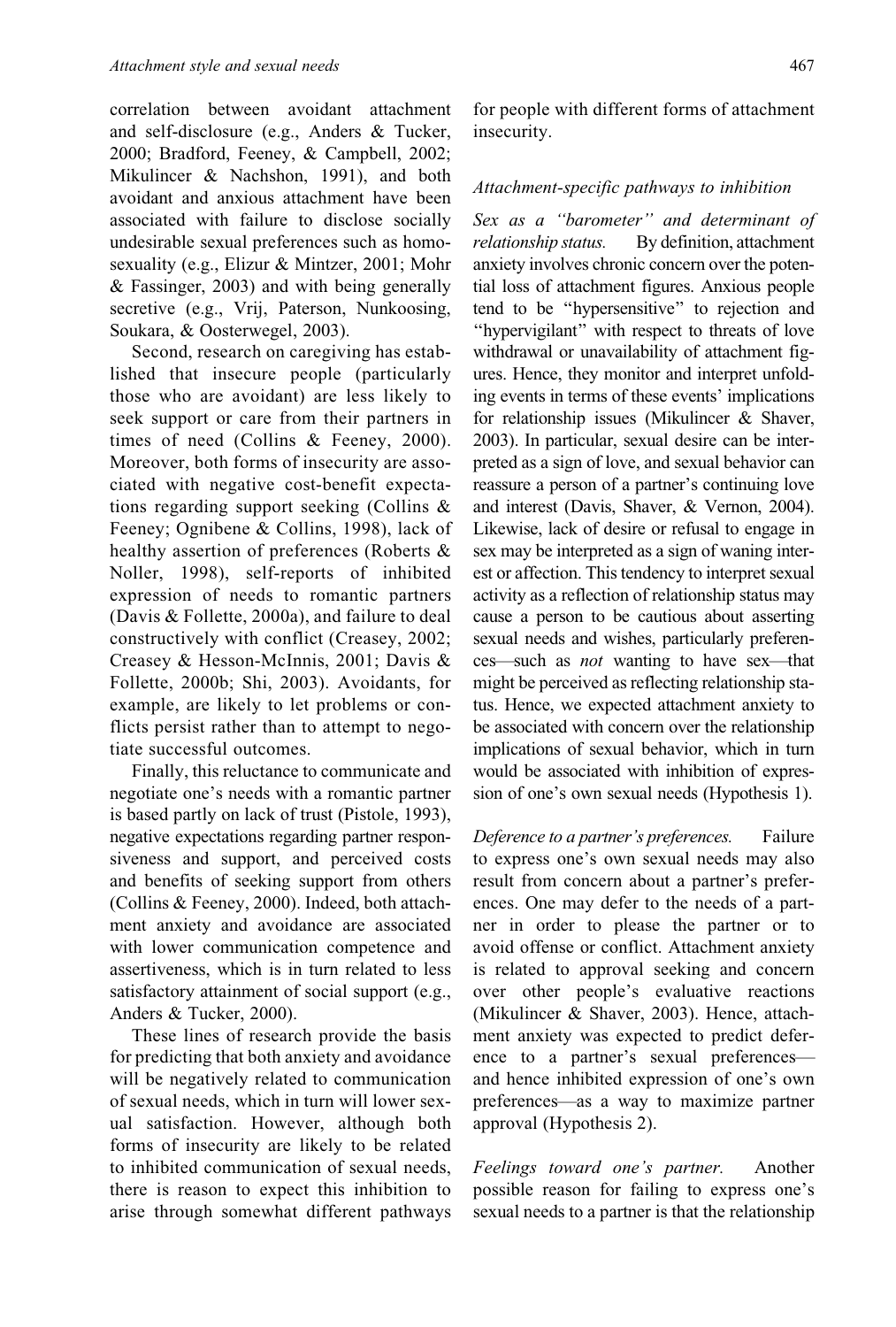correlation between avoidant attachment and self-disclosure (e.g., Anders & Tucker, 2000; Bradford, Feeney, & Campbell, 2002; Mikulincer & Nachshon, 1991), and both avoidant and anxious attachment have been associated with failure to disclose socially undesirable sexual preferences such as homosexuality (e.g., Elizur & Mintzer, 2001; Mohr & Fassinger, 2003) and with being generally secretive (e.g., Vrij, Paterson, Nunkoosing, Soukara, & Oosterwegel, 2003).

Second, research on caregiving has established that insecure people (particularly those who are avoidant) are less likely to seek support or care from their partners in times of need (Collins & Feeney, 2000). Moreover, both forms of insecurity are associated with negative cost-benefit expectations regarding support seeking (Collins & Feeney; Ognibene & Collins, 1998), lack of healthy assertion of preferences (Roberts & Noller, 1998), self-reports of inhibited expression of needs to romantic partners (Davis & Follette, 2000a), and failure to deal constructively with conflict (Creasey, 2002; Creasey & Hesson-McInnis, 2001; Davis & Follette, 2000b; Shi, 2003). Avoidants, for example, are likely to let problems or conflicts persist rather than to attempt to negotiate successful outcomes.

Finally, this reluctance to communicate and negotiate one's needs with a romantic partner is based partly on lack of trust (Pistole, 1993), negative expectations regarding partner responsiveness and support, and perceived costs and benefits of seeking support from others (Collins & Feeney, 2000). Indeed, both attachment anxiety and avoidance are associated with lower communication competence and assertiveness, which is in turn related to less satisfactory attainment of social support (e.g., Anders & Tucker, 2000).

These lines of research provide the basis for predicting that both anxiety and avoidance will be negatively related to communication of sexual needs, which in turn will lower sexual satisfaction. However, although both forms of insecurity are likely to be related to inhibited communication of sexual needs, there is reason to expect this inhibition to arise through somewhat different pathways for people with different forms of attachment insecurity.

### *Attachment-specific pathways to inhibition*

*Sex as a "barometer" and determinant of relationship status.* By definition, attachment anxiety involves chronic concern over the potential loss of attachment figures. Anxious people tend to be "hypersensitive" to rejection and "hypervigilant" with respect to threats of love withdrawal or unavailability of attachment figures. Hence, they monitor and interpret unfolding events in terms of these events' implications for relationship issues (Mikulincer & Shaver, 2003). In particular, sexual desire can be interpreted as a sign of love, and sexual behavior can reassure a person of a partner's continuing love and interest (Davis, Shaver, & Vernon, 2004). Likewise, lack of desire or refusal to engage in sex may be interpreted as a sign of waning interest or affection. This tendency to interpret sexual activity as a reflection of relationship status may cause a person to be cautious about asserting sexual needs and wishes, particularly preferences—such as *not* wanting to have sex—that might be perceived as reflecting relationship status. Hence, we expected attachment anxiety to be associated with concern over the relationship implications of sexual behavior, which in turn would be associated with inhibition of expression of one's own sexual needs (Hypothesis 1).

*Deference to a partner's preferences.* Failure to express one's own sexual needs may also result from concern about a partner's preferences. One may defer to the needs of a partner in order to please the partner or to avoid offense or conflict. Attachment anxiety is related to approval seeking and concern over other people's evaluative reactions (Mikulincer & Shaver, 2003). Hence, attachment anxiety was expected to predict deference to a partner's sexual preferences—and hence inhibited expression of one's own preferences—as a way to maximize partner approval (Hypothesis 2).

*Feelings toward one's partner.* Another possible reason for failing to express one's sexual needs to a partner is that the relationship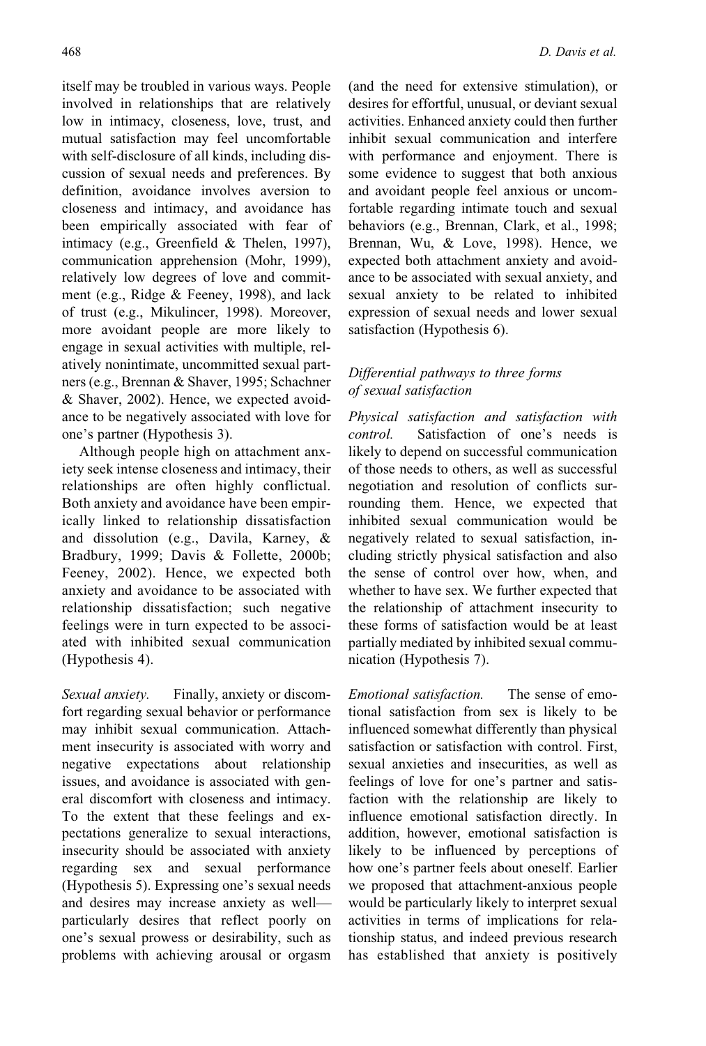itself may be troubled in various ways. People involved in relationships that are relatively low in intimacy, closeness, love, trust, and mutual satisfaction may feel uncomfortable with self-disclosure of all kinds, including discussion of sexual needs and preferences. By definition, avoidance involves aversion to closeness and intimacy, and avoidance has been empirically associated with fear of intimacy (e.g., Greenfield & Thelen, 1997), communication apprehension (Mohr, 1999), relatively low degrees of love and commitment (e.g., Ridge & Feeney, 1998), and lack of trust (e.g., Mikulincer, 1998). Moreover, more avoidant people are more likely to engage in sexual activities with multiple, relatively nonintimate, uncommitted sexual partners (e.g., Brennan & Shaver, 1995; Schachner & Shaver, 2002). Hence, we expected avoidance to be negatively associated with love for one's partner (Hypothesis 3).

Although people high on attachment anxiety seek intense closeness and intimacy, their relationships are often highly conflictual. Both anxiety and avoidance have been empirically linked to relationship dissatisfaction and dissolution (e.g., Davila, Karney, & Bradbury, 1999; Davis & Follette, 2000b; Feeney, 2002). Hence, we expected both anxiety and avoidance to be associated with relationship dissatisfaction; such negative feelings were in turn expected to be associated with inhibited sexual communication (Hypothesis 4).

*Sexual anxiety.* Finally, anxiety or discomfort regarding sexual behavior or performance may inhibit sexual communication. Attachment insecurity is associated with worry and negative expectations about relationship issues, and avoidance is associated with general discomfort with closeness and intimacy. To the extent that these feelings and expectations generalize to sexual interactions, insecurity should be associated with anxiety regarding sex and sexual performance (Hypothesis 5). Expressing one's sexual needs and desires may increase anxiety as well—particularly desires that reflect poorly on one's sexual prowess or desirability, such as problems with achieving arousal or orgasm (and the need for extensive stimulation), or desires for effortful, unusual, or deviant sexual activities. Enhanced anxiety could then further inhibit sexual communication and interfere with performance and enjoyment. There is some evidence to suggest that both anxious and avoidant people feel anxious or uncomfortable regarding intimate touch and sexual behaviors (e.g., Brennan, Clark, et al., 1998; Brennan, Wu, & Love, 1998). Hence, we expected both attachment anxiety and avoidance to be associated with sexual anxiety, and sexual anxiety to be related to inhibited expression of sexual needs and lower sexual satisfaction (Hypothesis 6).

### *Differential pathways to three forms of sexual satisfaction*

*Physical satisfaction and satisfaction with control.* Satisfaction of one's needs is likely to depend on successful communication of those needs to others, as well as successful negotiation and resolution of conflicts surrounding them. Hence, we expected that inhibited sexual communication would be negatively related to sexual satisfaction, including strictly physical satisfaction and also the sense of control over how, when, and whether to have sex. We further expected that the relationship of attachment insecurity to these forms of satisfaction would be at least partially mediated by inhibited sexual communication (Hypothesis 7).

*Emotional satisfaction.* The sense of emotional satisfaction from sex is likely to be influenced somewhat differently than physical satisfaction or satisfaction with control. First, sexual anxieties and insecurities, as well as feelings of love for one's partner and satisfaction with the relationship are likely to influence emotional satisfaction directly. In addition, however, emotional satisfaction is likely to be influenced by perceptions of how one's partner feels about oneself. Earlier we proposed that attachment-anxious people would be particularly likely to interpret sexual activities in terms of implications for relationship status, and indeed previous research has established that anxiety is positively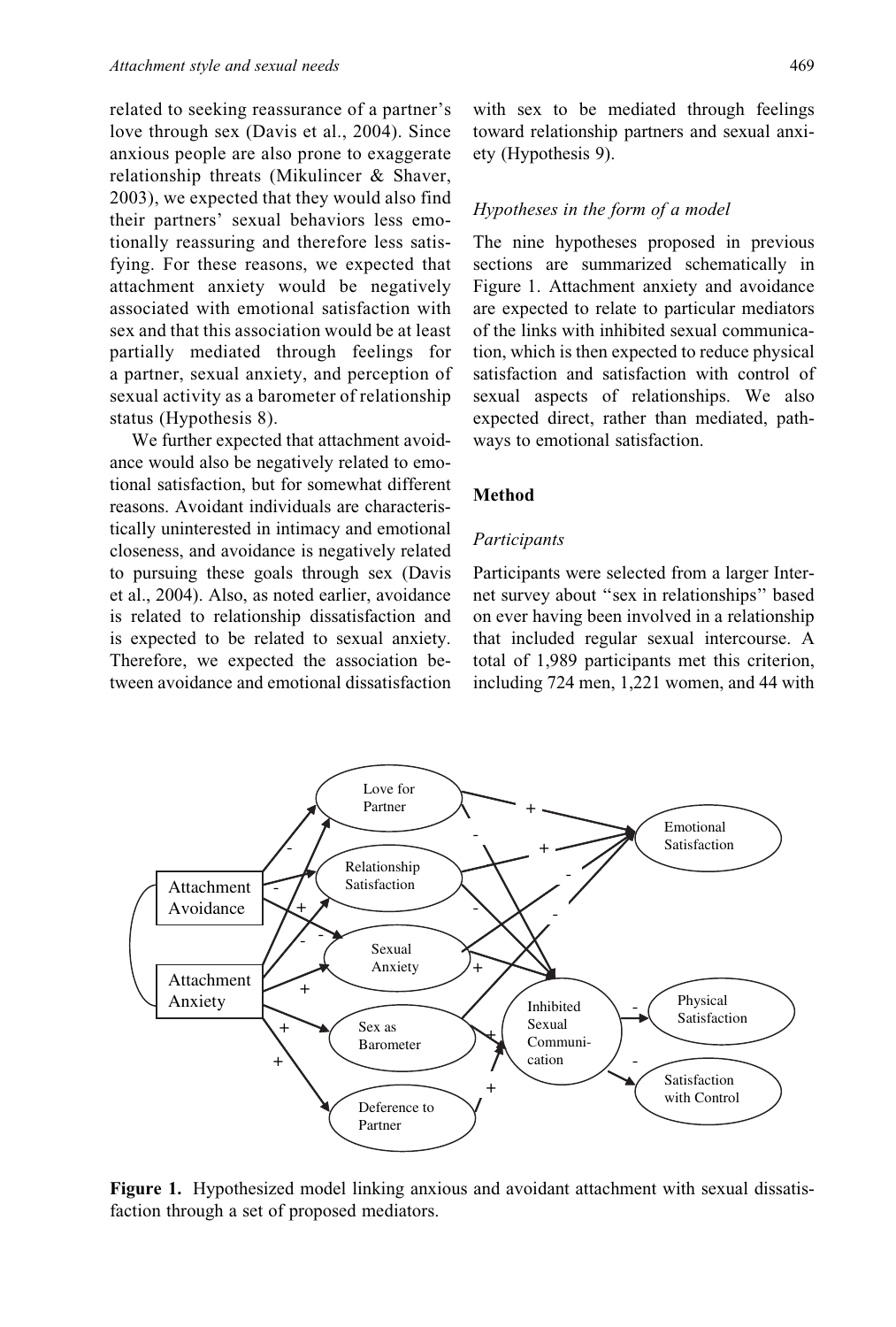related to seeking reassurance of a partner's love through sex (Davis et al., 2004). Since anxious people are also prone to exaggerate relationship threats (Mikulincer & Shaver, 2003), we expected that they would also find their partners' sexual behaviors less emotionally reassuring and therefore less satisfying. For these reasons, we expected that attachment anxiety would be negatively associated with emotional satisfaction with sex and that this association would be at least partially mediated through feelings for a partner, sexual anxiety, and perception of sexual activity as a barometer of relationship status (Hypothesis 8).

We further expected that attachment avoidance would also be negatively related to emotional satisfaction, but for somewhat different reasons. Avoidant individuals are characteristically uninterested in intimacy and emotional closeness, and avoidance is negatively related to pursuing these goals through sex (Davis et al., 2004). Also, as noted earlier, avoidance is related to relationship dissatisfaction and is expected to be related to sexual anxiety. Therefore, we expected the association between avoidance and emotional dissatisfaction with sex to be mediated through feelings toward relationship partners and sexual anxiety (Hypothesis 9).

### Hypotheses in the form of a model

The nine hypotheses proposed in previous sections are summarized schematically in Figure 1. Attachment anxiety and avoidance are expected to relate to particular mediators of the links with inhibited sexual communication, which is then expected to reduce physical satisfaction and satisfaction with control of sexual aspects of relationships. We also expected direct, rather than mediated, pathways to emotional satisfaction.

## Method

### Participants

Participants were selected from a larger Internet survey about "sex in relationships" based on ever having been involved in a relationship that included regular sexual intercourse. A total of 1,989 participants met this criterion, including 724 men, 1,221 women, and 44 with

**Figure 1.** Hypothesized model linking anxious and avoidant attachment with sexual dissatisfaction through a set of proposed mediators.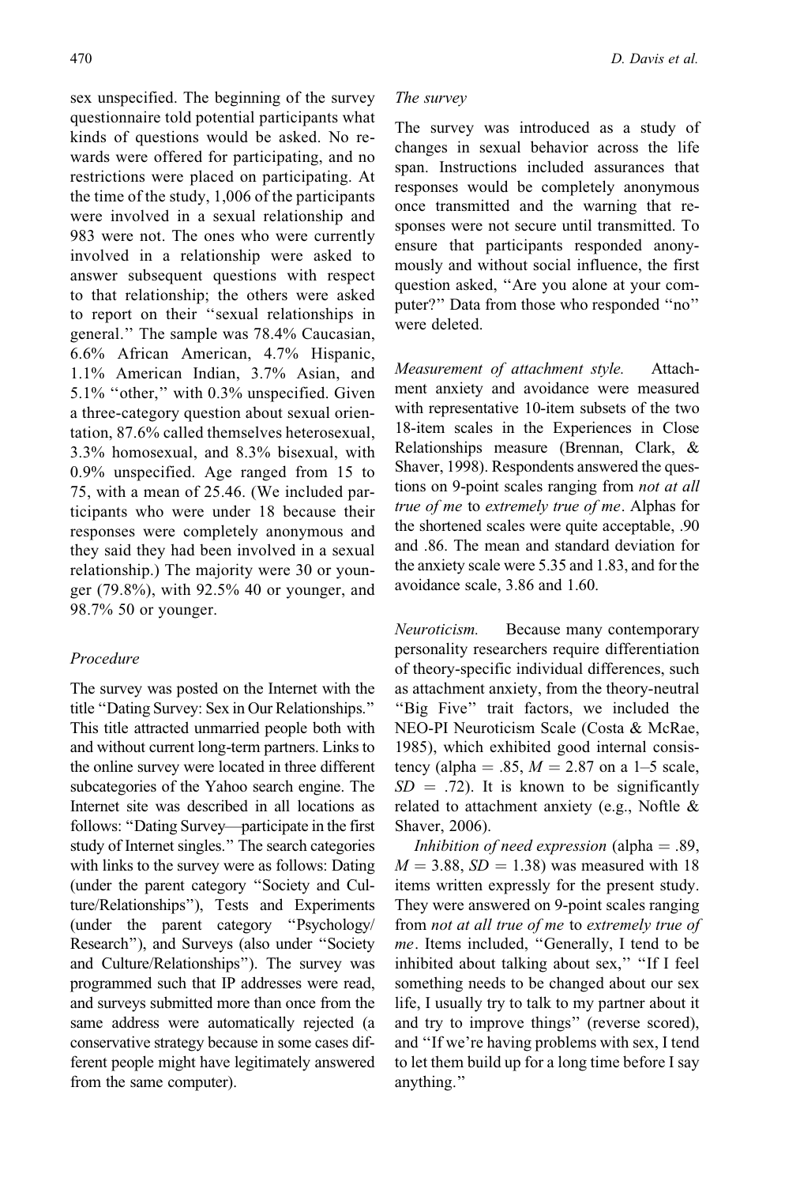sex unspecified. The beginning of the survey questionnaire told potential participants what kinds of questions would be asked. No rewards were offered for participating, and no restrictions were placed on participating. At the time of the study, 1,006 of the participants were involved in a sexual relationship and 983 were not. The ones who were currently involved in a relationship were asked to answer subsequent questions with respect to that relationship; the others were asked to report on their ''sexual relationships in general.'' The sample was 78.4% Caucasian, 6.6% African American, 4.7% Hispanic, 1.1% American Indian, 3.7% Asian, and 5.1% ''other,'' with 0.3% unspecified. Given a three-category question about sexual orientation, 87.6% called themselves heterosexual, 3.3% homosexual, and 8.3% bisexual, with 0.9% unspecified. Age ranged from 15 to 75, with a mean of 25.46. (We included participants who were under 18 because their responses were completely anonymous and they said they had been involved in a sexual relationship.) The majority were 30 or younger (79.8%), with 92.5% 40 or younger, and 98.7% 50 or younger.

### *Procedure*

The survey was posted on the Internet with the title ''Dating Survey: Sex in Our Relationships.'' This title attracted unmarried people both with and without current long-term partners. Links to the online survey were located in three different subcategories of the Yahoo search engine. The Internet site was described in all locations as follows: ''Dating Survey—participate in the first study of Internet singles.'' The search categories with links to the survey were as follows: Dating (under the parent category ''Society and Culture/Relationships''), Tests and Experiments (under the parent category ''Psychology/Research''), and Surveys (also under ''Society and Culture/Relationships''). The survey was programmed such that IP addresses were read, and surveys submitted more than once from the same address were automatically rejected (a conservative strategy because in some cases different people might have legitimately answered from the same computer).

### *The survey*

The survey was introduced as a study of changes in sexual behavior across the life span. Instructions included assurances that responses would be completely anonymous once transmitted and the warning that responses were not secure until transmitted. To ensure that participants responded anonymously and without social influence, the first question asked, ''Are you alone at your computer?'' Data from those who responded ''no'' were deleted.

*Measurement of attachment style.* Attachment anxiety and avoidance were measured with representative 10-item subsets of the two 18-item scales in the Experiences in Close Relationships measure (Brennan, Clark, & Shaver, 1998). Respondents answered the questions on 9-point scales ranging from *not at all true of me* to *extremely true of me*. Alphas for the shortened scales were quite acceptable, .90 and .86. The mean and standard deviation for the anxiety scale were 5.35 and 1.83, and for the avoidance scale, 3.86 and 1.60.

*Neuroticism.* Because many contemporary personality researchers require differentiation of theory-specific individual differences, such as attachment anxiety, from the theory-neutral ''Big Five'' trait factors, we included the NEO-PI Neuroticism Scale (Costa & McRae, 1985), which exhibited good internal consistency (alpha = .85, $M = 2.87$ on a 1–5 scale, $SD = .72$). It is known to be significantly related to attachment anxiety (e.g., Noftle & Shaver, 2006).

*Inhibition of need expression* (alpha = .89, $M = 3.88$, $SD = 1.38$) was measured with 18 items written expressly for the present study. They were answered on 9-point scales ranging from *not at all true of me* to *extremely true of me*. Items included, ''Generally, I tend to be inhibited about talking about sex,'' ''If I feel something needs to be changed about our sex life, I usually try to talk to my partner about it and try to improve things'' (reverse scored), and ''If we're having problems with sex, I tend to let them build up for a long time before I say anything.''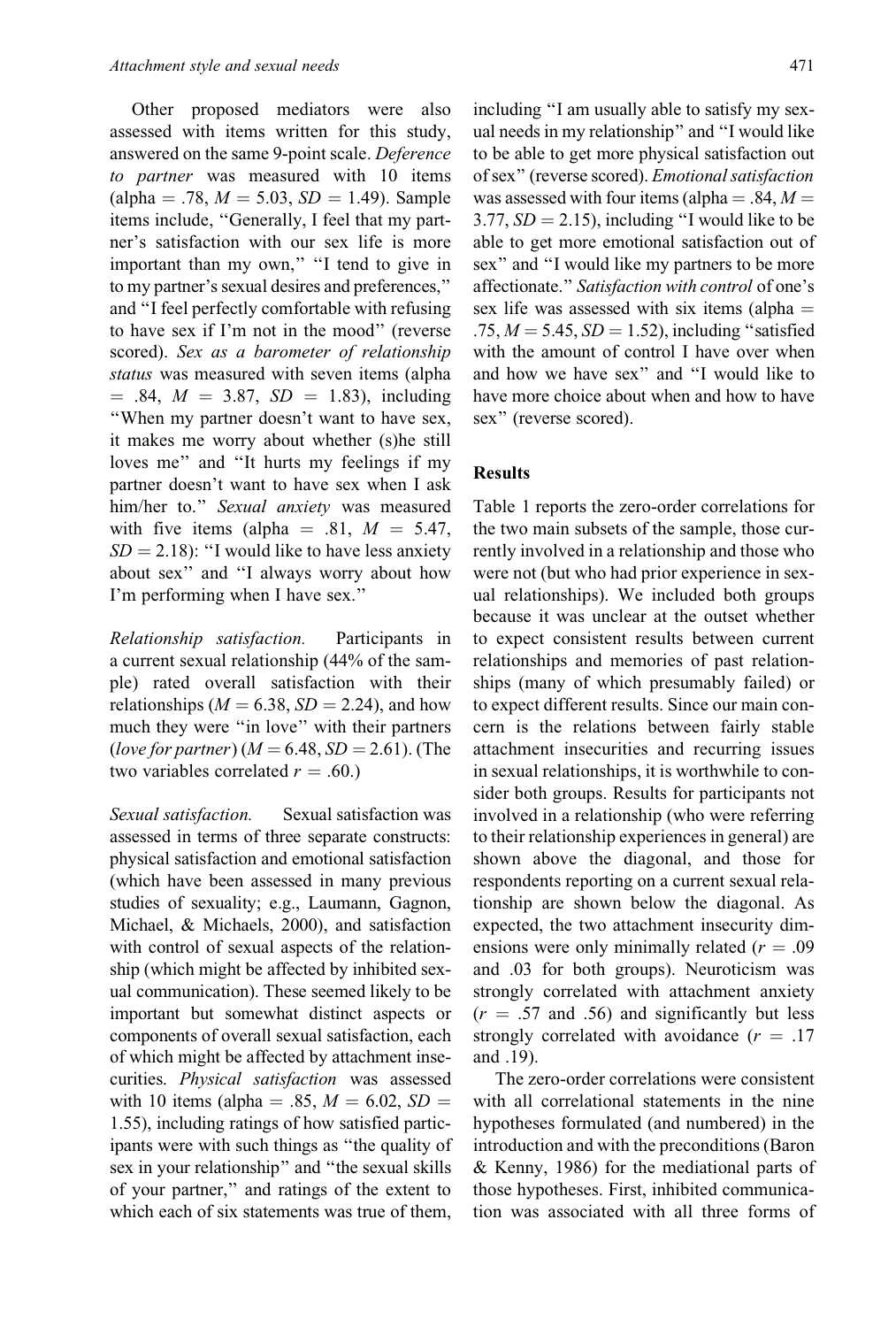Other proposed mediators were also assessed with items written for this study, answered on the same 9-point scale. *Deference to partner* was measured with 10 items (alpha = .78, $M = 5.03$, $SD = 1.49$). Sample items include, "Generally, I feel that my partner's satisfaction with our sex life is more important than my own," "I tend to give in to my partner's sexual desires and preferences," and "I feel perfectly comfortable with refusing to have sex if I'm not in the mood" (reverse scored). *Sex as a barometer of relationship status* was measured with seven items (alpha = .84, $M = 3.87$, $SD = 1.83$), including "When my partner doesn't want to have sex, it makes me worry about whether (s)he still loves me" and "It hurts my feelings if my partner doesn't want to have sex when I ask him/her to." *Sexual anxiety* was measured with five items (alpha = .81, $M = 5.47$, $SD = 2.18$): "I would like to have less anxiety about sex" and "I always worry about how I'm performing when I have sex."

*Relationship satisfaction.* Participants in a current sexual relationship (44% of the sample) rated overall satisfaction with their relationships ($M = 6.38$, $SD = 2.24$), and how much they were "in love" with their partners (*love for partner*) ($M = 6.48$, $SD = 2.61$). (The two variables correlated $r = .60$.)

*Sexual satisfaction.* Sexual satisfaction was assessed in terms of three separate constructs: physical satisfaction and emotional satisfaction (which have been assessed in many previous studies of sexuality; e.g., Laumann, Gagnon, Michael, & Michaels, 2000), and satisfaction with control of sexual aspects of the relationship (which might be affected by inhibited sexual communication). These seemed likely to be important but somewhat distinct aspects or components of overall sexual satisfaction, each of which might be affected by attachment insecurities. *Physical satisfaction* was assessed with 10 items (alpha = .85, $M = 6.02$, $SD = 1.55$), including ratings of how satisfied participants were with such things as "the quality of sex in your relationship" and "the sexual skills of your partner," and ratings of the extent to which each of six statements was true of them, including "I am usually able to satisfy my sexual needs in my relationship" and "I would like to be able to get more physical satisfaction out of sex" (reverse scored). *Emotional satisfaction* was assessed with four items (alpha = .84, $M = 3.77$, $SD = 2.15$), including "I would like to be able to get more emotional satisfaction out of sex" and "I would like my partners to be more affectionate." *Satisfaction with control* of one's sex life was assessed with six items (alpha = .75, $M = 5.45$, $SD = 1.52$), including "satisfied with the amount of control I have over when and how we have sex" and "I would like to have more choice about when and how to have sex" (reverse scored).

## Results

Table 1 reports the zero-order correlations for the two main subsets of the sample, those currently involved in a relationship and those who were not (but who had prior experience in sexual relationships). We included both groups because it was unclear at the outset whether to expect consistent results between current relationships and memories of past relationships (many of which presumably failed) or to expect different results. Since our main concern is the relations between fairly stable attachment insecurities and recurring issues in sexual relationships, it is worthwhile to consider both groups. Results for participants not involved in a relationship (who were referring to their relationship experiences in general) are shown above the diagonal, and those for respondents reporting on a current sexual relationship are shown below the diagonal. As expected, the two attachment insecurity dimensions were only minimally related ($r = .09$ and .03 for both groups). Neuroticism was strongly correlated with attachment anxiety ($r = .57$ and .56) and significantly but less strongly correlated with avoidance ($r = .17$ and .19).

The zero-order correlations were consistent with all correlational statements in the nine hypotheses formulated (and numbered) in the introduction and with the preconditions (Baron & Kenny, 1986) for the mediational parts of those hypotheses. First, inhibited communication was associated with all three forms of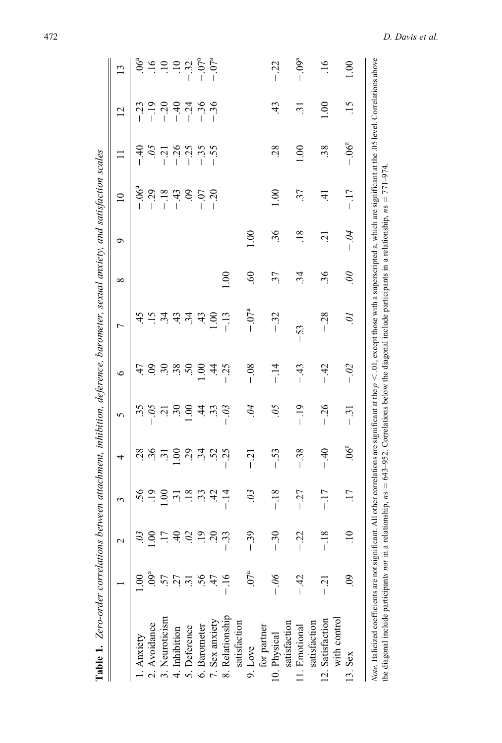**Table 1.** *Zero-order correlations between attachment, inhibition, deference, barometer, sexual anxiety, and satisfaction scales*

| | 1 | 2 | 3 | 4 | 5 | 6 | 7 | 8 | 9 | 10 | 11 | 12 | 13 |
|---|---|---|---|---|---|---|---|---|---|---|---|---|---|
| 1. Anxiety | 1.00 | *.03* | .56 | .28 | .35 | .47 | .45 | | | −.06[a] | −.40 | −.23 | .06[a] |
| 2. Avoidance | .09[a] | 1.00 | .19 | .36 | *−.05* | .09 | .15 | | | −.29 | *.05* | −.19 | .16 |
| 3. Neuroticism | .57 | .17 | 1.00 | .31 | .21 | .30 | .34 | | | −.18 | −.21 | −.20 | .10 |
| 4. Inhibition | .27 | .40 | .31 | 1.00 | .30 | .38 | .43 | | | −.43 | −.26 | −.40 | .10 |
| 5. Deference | .31 | *.02* | .18 | .29 | 1.00 | .50 | .34 | | | .09 | −.25 | −.24 | −.32 |
| 6. Barometer | .56 | .19 | .33 | .34 | .44 | 1.00 | .43 | | | −.07 | −.35 | −.36 | −.07[a] |
| 7. Sex anxiety | .47 | .20 | .42 | .52 | .33 | .44 | 1.00 | | | −.20 | −.55 | −.36 | −.07[a] |
| 8. Relationship satisfaction | −.16 | −.33 | −.14 | −.25 | *−.03* | −.25 | −.13 | 1.00 | | | | | |
| 9. Love for partner | .07[a] | −.39 | *.03* | −.21 | *.04* | −.08 | −.07[a] | .60 | 1.00 | | | | |
| 10. Physical satisfaction | *−.06* | −.30 | −.18 | −.53 | *.05* | −.14 | −.32 | .37 | .36 | 1.00 | .28 | .43 | −.22 |
| 11. Emotional satisfaction | −.42 | −.22 | −.27 | −.38 | −.19 | −.43 | −53 | .34 | .18 | .37 | 1.00 | .31 | −.09[a] |
| 12. Satisfaction with control | −.21 | −.18 | −.17 | −.40 | −.26 | −.42 | −.28 | .36 | .21 | .41 | .38 | 1.00 | .16 |
| 13. Sex | .09 | .10 | .17 | .06[a] | −.31 | *−.02* | *.01* | *.00* | *−.04* | −.17 | −.06[a] | .15 | 1.00 |

*Note*. Italicized coefficients are not significant. All other correlations are significant at the $p < .01$, except those with a superscripted a, which are significant at the .05 level. Correlations above the diagonal include participants *not* in a relationship, $ns = 643–952$. Correlations below the diagonal include participants in a relationship, $ns = 771–974$.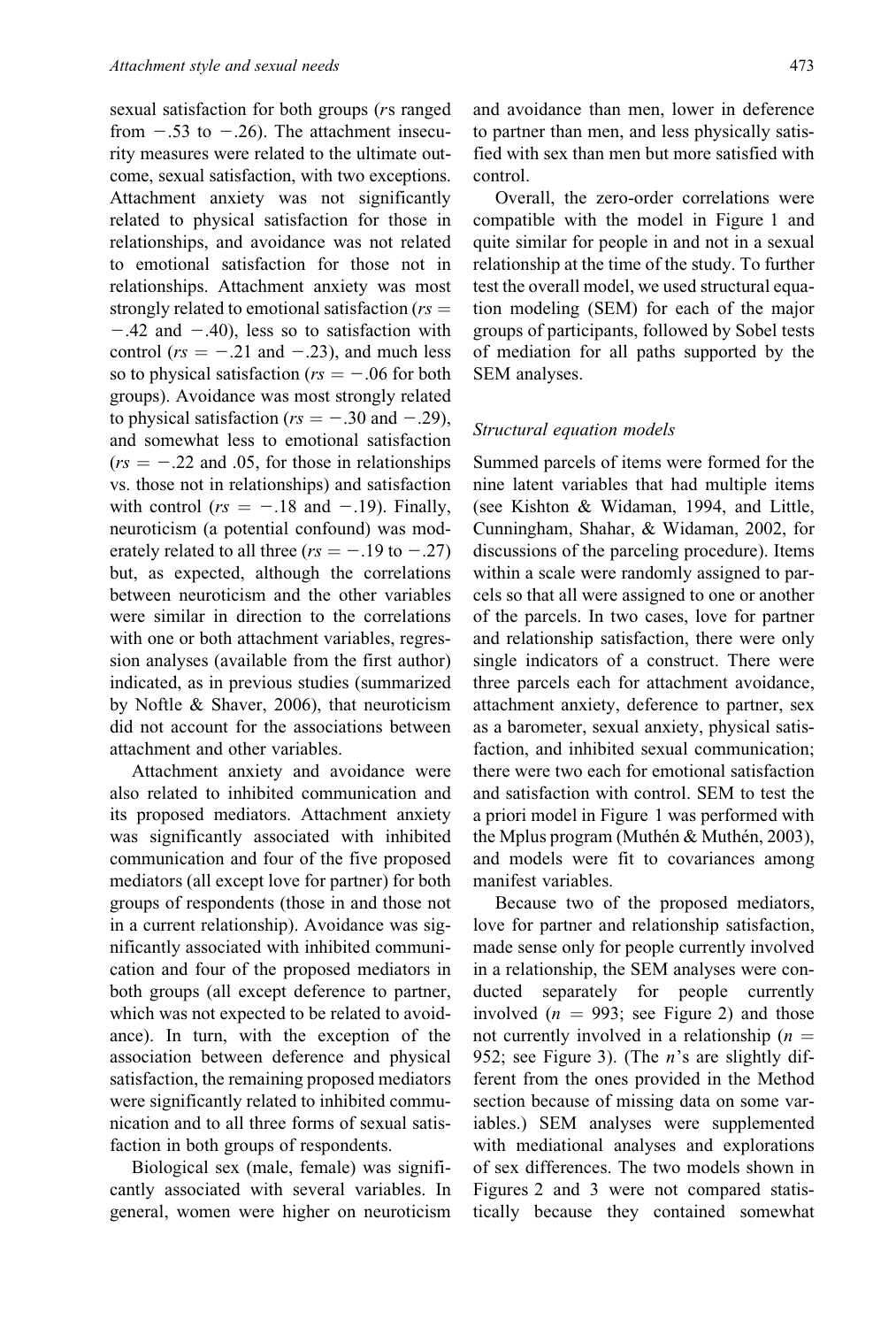sexual satisfaction for both groups (*r*s ranged from −.53 to −.26). The attachment insecurity measures were related to the ultimate outcome, sexual satisfaction, with two exceptions. Attachment anxiety was not significantly related to physical satisfaction for those in relationships, and avoidance was not related to emotional satisfaction for those not in relationships. Attachment anxiety was most strongly related to emotional satisfaction ($rs = -.42$ and $-.40$), less so to satisfaction with control ($rs = -.21$ and $-.23$), and much less so to physical satisfaction ($rs = -.06$ for both groups). Avoidance was most strongly related to physical satisfaction ($rs = -.30$ and $-.29$), and somewhat less to emotional satisfaction ($rs = -.22$ and .05, for those in relationships vs. those not in relationships) and satisfaction with control ($rs = -.18$ and $-.19$). Finally, neuroticism (a potential confound) was moderately related to all three ($rs = -.19$ to $-.27$) but, as expected, although the correlations between neuroticism and the other variables were similar in direction to the correlations with one or both attachment variables, regression analyses (available from the first author) indicated, as in previous studies (summarized by Noftle & Shaver, 2006), that neuroticism did not account for the associations between attachment and other variables.

Attachment anxiety and avoidance were also related to inhibited communication and its proposed mediators. Attachment anxiety was significantly associated with inhibited communication and four of the five proposed mediators (all except love for partner) for both groups of respondents (those in and those not in a current relationship). Avoidance was significantly associated with inhibited communication and four of the proposed mediators in both groups (all except deference to partner, which was not expected to be related to avoidance). In turn, with the exception of the association between deference and physical satisfaction, the remaining proposed mediators were significantly related to inhibited communication and to all three forms of sexual satisfaction in both groups of respondents.

Biological sex (male, female) was significantly associated with several variables. In general, women were higher on neuroticism and avoidance than men, lower in deference to partner than men, and less physically satisfied with sex than men but more satisfied with control.

Overall, the zero-order correlations were compatible with the model in Figure 1 and quite similar for people in and not in a sexual relationship at the time of the study. To further test the overall model, we used structural equation modeling (SEM) for each of the major groups of participants, followed by Sobel tests of mediation for all paths supported by the SEM analyses.

### *Structural equation models*

Summed parcels of items were formed for the nine latent variables that had multiple items (see Kishton & Widaman, 1994, and Little, Cunningham, Shahar, & Widaman, 2002, for discussions of the parceling procedure). Items within a scale were randomly assigned to parcels so that all were assigned to one or another of the parcels. In two cases, love for partner and relationship satisfaction, there were only single indicators of a construct. There were three parcels each for attachment avoidance, attachment anxiety, deference to partner, sex as a barometer, sexual anxiety, physical satisfaction, and inhibited sexual communication; there were two each for emotional satisfaction and satisfaction with control. SEM to test the a priori model in Figure 1 was performed with the Mplus program (Muthén & Muthén, 2003), and models were fit to covariances among manifest variables.

Because two of the proposed mediators, love for partner and relationship satisfaction, made sense only for people currently involved in a relationship, the SEM analyses were conducted separately for people currently involved ($n = 993$; see Figure 2) and those not currently involved in a relationship ($n = 952$; see Figure 3). (The $n$'s are slightly different from the ones provided in the Method section because of missing data on some variables.) SEM analyses were supplemented with mediational analyses and explorations of sex differences. The two models shown in Figures 2 and 3 were not compared statistically because they contained somewhat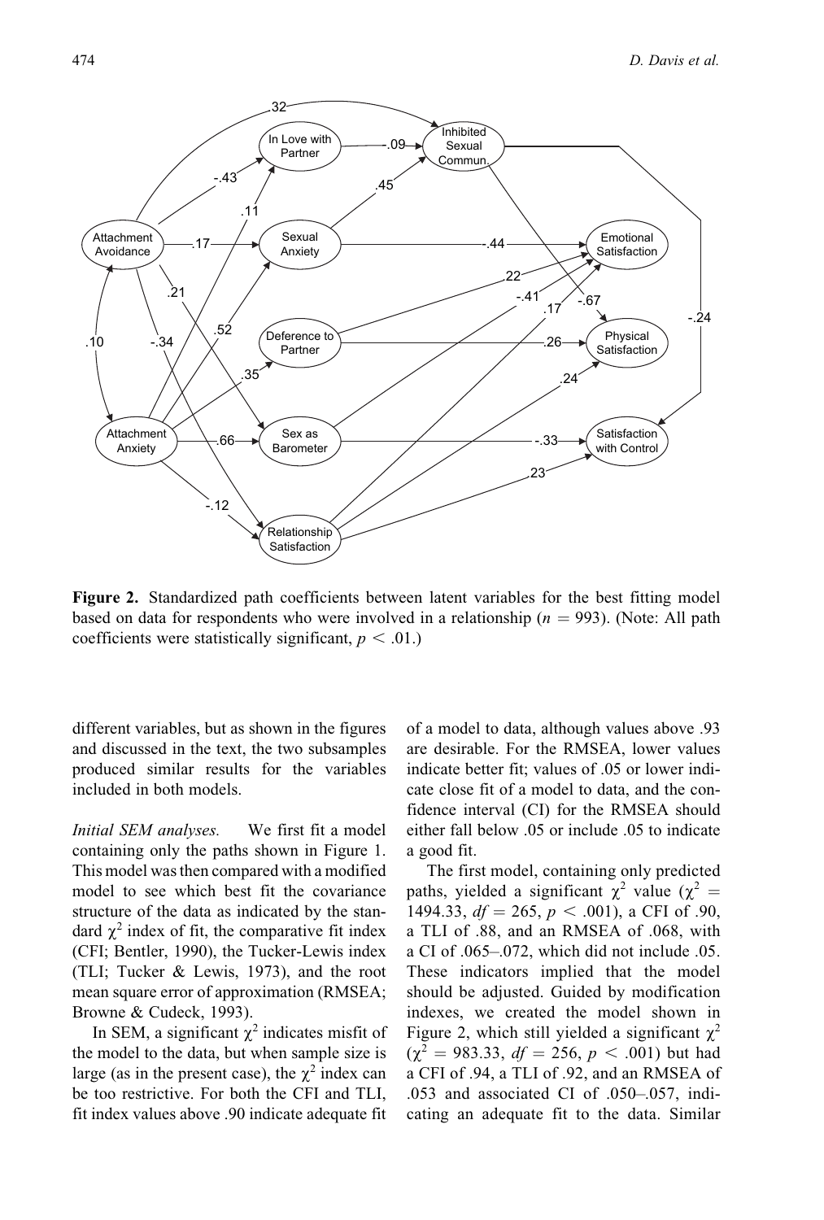**Figure 2.** Standardized path coefficients between latent variables for the best fitting model based on data for respondents who were involved in a relationship ($n = 993$). (Note: All path coefficients were statistically significant, $p < .01$.)

different variables, but as shown in the figures and discussed in the text, the two subsamples produced similar results for the variables included in both models.

*Initial SEM analyses.* We first fit a model containing only the paths shown in Figure 1. This model was then compared with a modified model to see which best fit the covariance structure of the data as indicated by the standard $\chi^2$ index of fit, the comparative fit index (CFI; Bentler, 1990), the Tucker-Lewis index (TLI; Tucker & Lewis, 1973), and the root mean square error of approximation (RMSEA; Browne & Cudeck, 1993).

In SEM, a significant $\chi^2$ indicates misfit of the model to the data, but when sample size is large (as in the present case), the $\chi^2$ index can be too restrictive. For both the CFI and TLI, fit index values above .90 indicate adequate fit of a model to data, although values above .93 are desirable. For the RMSEA, lower values indicate better fit; values of .05 or lower indicate close fit of a model to data, and the confidence interval (CI) for the RMSEA should either fall below .05 or include .05 to indicate a good fit.

The first model, containing only predicted paths, yielded a significant $\chi^2$ value ($\chi^2 = 1494.33$, $df = 265$, $p < .001$), a CFI of .90, a TLI of .88, and an RMSEA of .068, with a CI of .065–.072, which did not include .05. These indicators implied that the model should be adjusted. Guided by modification indexes, we created the model shown in Figure 2, which still yielded a significant $\chi^2$ ($\chi^2 = 983.33$, $df = 256$, $p < .001$) but had a CFI of .94, a TLI of .92, and an RMSEA of .053 and associated CI of .050–.057, indicating an adequate fit to the data. Similar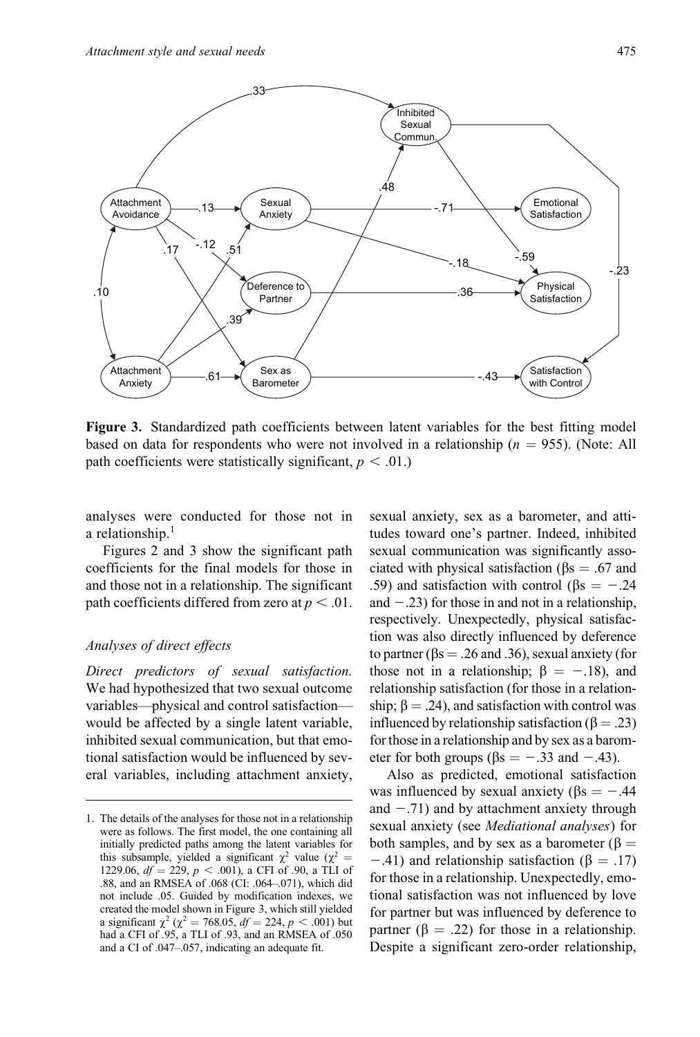**Figure 3.** Standardized path coefficients between latent variables for the best fitting model based on data for respondents who were not involved in a relationship ($n = 955$). (Note: All path coefficients were statistically significant, $p < .01$.)

analyses were conducted for those not in a relationship.[1]

Figures 2 and 3 show the significant path coefficients for the final models for those in and those not in a relationship. The significant path coefficients differed from zero at $p < .01$.

### *Analyses of direct effects*

*Direct predictors of sexual satisfaction.* We had hypothesized that two sexual outcome variables—physical and control satisfaction—would be affected by a single latent variable, inhibited sexual communication, but that emotional satisfaction would be influenced by several variables, including attachment anxiety, sexual anxiety, sex as a barometer, and attitudes toward one's partner. Indeed, inhibited sexual communication was significantly associated with physical satisfaction (βs = .67 and .59) and satisfaction with control (βs = −.24 and −.23) for those in and not in a relationship, respectively. Unexpectedly, physical satisfaction was also directly influenced by deference to partner (βs = .26 and .36), sexual anxiety (for those not in a relationship; β = −.18), and relationship satisfaction (for those in a relationship; β = .24), and satisfaction with control was influenced by relationship satisfaction (β = .23) for those in a relationship and by sex as a barometer for both groups (βs = −.33 and −.43).

Also as predicted, emotional satisfaction was influenced by sexual anxiety (βs = −.44 and −.71) and by attachment anxiety through sexual anxiety (see *Mediational analyses*) for both samples, and by sex as a barometer (β = −.41) and relationship satisfaction (β = .17) for those in a relationship. Unexpectedly, emotional satisfaction was not influenced by love for partner but was influenced by deference to partner (β = .22) for those in a relationship. Despite a significant zero-order relationship,

---

1. The details of the analyses for those not in a relationship were as follows. The first model, the one containing all initially predicted paths among the latent variables for this subsample, yielded a significant $\chi^2$ value ($\chi^2$ = 1229.06, $df = 229$, $p < .001$), a CFI of .90, a TLI of .88, and an RMSEA of .068 (CI: .064–.071), which did not include .05. Guided by modification indexes, we created the model shown in Figure 3, which still yielded a significant $\chi^2$ ($\chi^2$ = 768.05, $df = 224$, $p < .001$) but had a CFI of .95, a TLI of .93, and an RMSEA of .050 and a CI of .047–.057, indicating an adequate fit.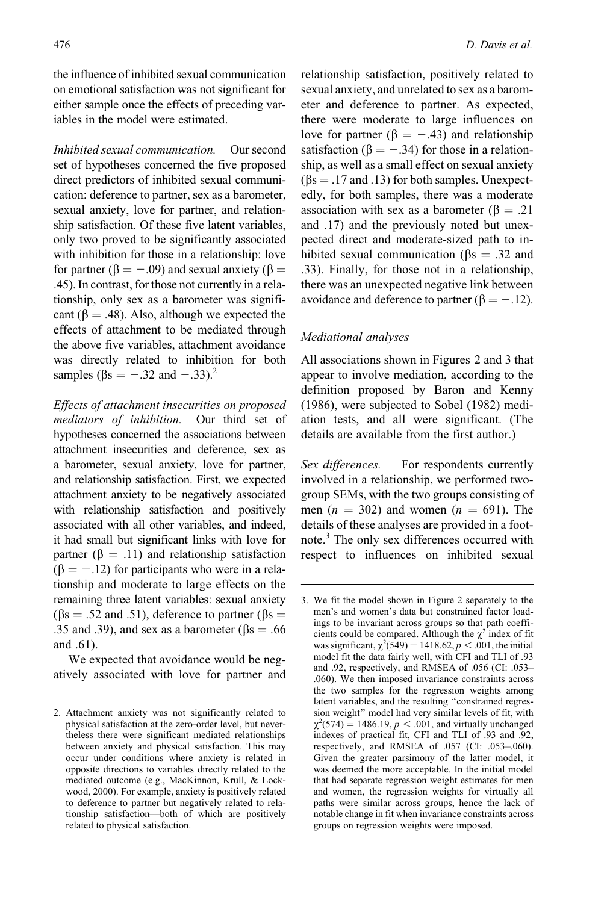the influence of inhibited sexual communication on emotional satisfaction was not significant for either sample once the effects of preceding variables in the model were estimated.

*Inhibited sexual communication.* Our second set of hypotheses concerned the five proposed direct predictors of inhibited sexual communication: deference to partner, sex as a barometer, sexual anxiety, love for partner, and relationship satisfaction. Of these five latent variables, only two proved to be significantly associated with inhibition for those in a relationship: love for partner ($\beta = -.09$) and sexual anxiety ($\beta = .45$). In contrast, for those not currently in a relationship, only sex as a barometer was significant ($\beta = .48$). Also, although we expected the effects of attachment to be mediated through the above five variables, attachment avoidance was directly related to inhibition for both samples ($\beta$s $= -.32$ and $-.33$).[2]

*Effects of attachment insecurities on proposed mediators of inhibition.* Our third set of hypotheses concerned the associations between attachment insecurities and deference, sex as a barometer, sexual anxiety, love for partner, and relationship satisfaction. First, we expected attachment anxiety to be negatively associated with relationship satisfaction and positively associated with all other variables, and indeed, it had small but significant links with love for partner ($\beta = .11$) and relationship satisfaction ($\beta = -.12$) for participants who were in a relationship and moderate to large effects on the remaining three latent variables: sexual anxiety ($\beta$s $= .52$ and $.51$), deference to partner ($\beta$s $= .35$ and $.39$), and sex as a barometer ($\beta$s $= .66$ and $.61$).

We expected that avoidance would be negatively associated with love for partner and relationship satisfaction, positively related to sexual anxiety, and unrelated to sex as a barometer and deference to partner. As expected, there were moderate to large influences on love for partner ($\beta = -.43$) and relationship satisfaction ($\beta = -.34$) for those in a relationship, as well as a small effect on sexual anxiety ($\beta$s $= .17$ and $.13$) for both samples. Unexpectedly, for both samples, there was a moderate association with sex as a barometer ($\beta = .21$ and $.17$) and the previously noted but unexpected direct and moderate-sized path to inhibited sexual communication ($\beta$s $= .32$ and $.33$). Finally, for those not in a relationship, there was an unexpected negative link between avoidance and deference to partner ($\beta = -.12$).

### Mediational analyses

All associations shown in Figures 2 and 3 that appear to involve mediation, according to the definition proposed by Baron and Kenny (1986), were subjected to Sobel (1982) mediation tests, and all were significant. (The details are available from the first author.)

*Sex differences.* For respondents currently involved in a relationship, we performed two-group SEMs, with the two groups consisting of men ($n = 302$) and women ($n = 691$). The details of these analyses are provided in a footnote.[3] The only sex differences occurred with respect to influences on inhibited sexual

---

2. Attachment anxiety was not significantly related to physical satisfaction at the zero-order level, but nevertheless there were significant mediated relationships between anxiety and physical satisfaction. This may occur under conditions where anxiety is related in opposite directions to variables directly related to the mediated outcome (e.g., MacKinnon, Krull, & Lockwood, 2000). For example, anxiety is positively related to deference to partner but negatively related to relationship satisfaction—both of which are positively related to physical satisfaction.

3. We fit the model shown in Figure 2 separately to the men's and women's data but constrained factor loadings to be invariant across groups so that path coefficients could be compared. Although the $\chi^2$ index of fit was significant, $\chi^2(549) = 1418.62$, $p < .001$, the initial model fit the data fairly well, with CFI and TLI of .93 and .92, respectively, and RMSEA of .056 (CI: .053–.060). We then imposed invariance constraints across the two samples for the regression weights among latent variables, and the resulting "constrained regression weight" model had very similar levels of fit, with $\chi^2(574) = 1486.19$, $p < .001$, and virtually unchanged indexes of practical fit, CFI and TLI of .93 and .92, respectively, and RMSEA of .057 (CI: .053–.060). Given the greater parsimony of the latter model, it was deemed the more acceptable. In the initial model that had separate regression weight estimates for men and women, the regression weights for virtually all paths were similar across groups, hence the lack of notable change in fit when invariance constraints across groups on regression weights were imposed.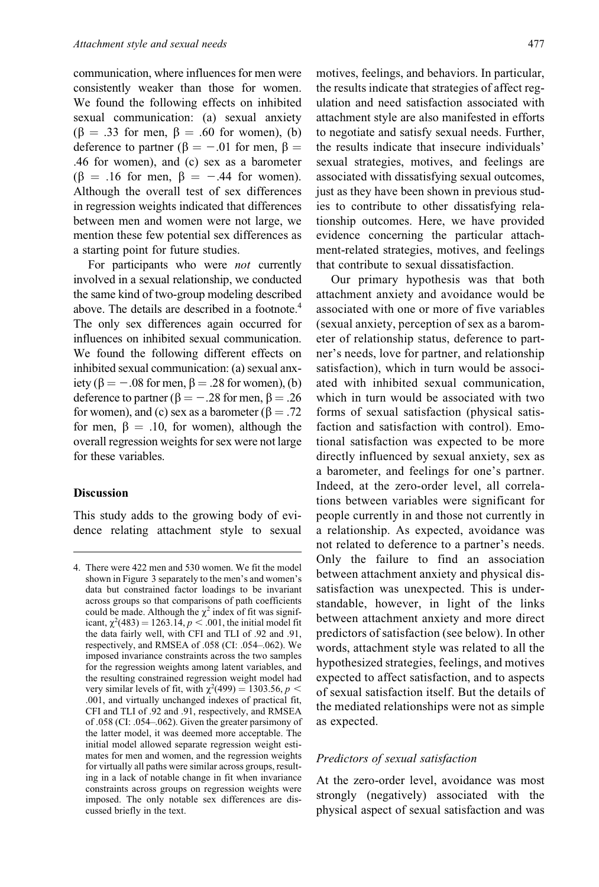communication, where influences for men were consistently weaker than those for women. We found the following effects on inhibited sexual communication: (a) sexual anxiety ($\beta = .33$ for men, $\beta = .60$ for women), (b) deference to partner ($\beta = -.01$ for men, $\beta = .46$ for women), and (c) sex as a barometer ($\beta = .16$ for men, $\beta = -.44$ for women). Although the overall test of sex differences in regression weights indicated that differences between men and women were not large, we mention these few potential sex differences as a starting point for future studies.

For participants who were *not* currently involved in a sexual relationship, we conducted the same kind of two-group modeling described above. The details are described in a footnote.[4] The only sex differences again occurred for influences on inhibited sexual communication. We found the following different effects on inhibited sexual communication: (a) sexual anxiety ($\beta = -.08$ for men, $\beta = .28$ for women), (b) deference to partner ($\beta = -.28$ for men, $\beta = .26$ for women), and (c) sex as a barometer ($\beta = .72$ for men, $\beta = .10$, for women), although the overall regression weights for sex were not large for these variables.

## Discussion

This study adds to the growing body of evidence relating attachment style to sexual motives, feelings, and behaviors. In particular, the results indicate that strategies of affect regulation and need satisfaction associated with attachment style are also manifested in efforts to negotiate and satisfy sexual needs. Further, the results indicate that insecure individuals' sexual strategies, motives, and feelings are associated with dissatisfying sexual outcomes, just as they have been shown in previous studies to contribute to other dissatisfying relationship outcomes. Here, we have provided evidence concerning the particular attachment-related strategies, motives, and feelings that contribute to sexual dissatisfaction.

Our primary hypothesis was that both attachment anxiety and avoidance would be associated with one or more of five variables (sexual anxiety, perception of sex as a barometer of relationship status, deference to partner's needs, love for partner, and relationship satisfaction), which in turn would be associated with inhibited sexual communication, which in turn would be associated with two forms of sexual satisfaction (physical satisfaction and satisfaction with control). Emotional satisfaction was expected to be more directly influenced by sexual anxiety, sex as a barometer, and feelings for one's partner. Indeed, at the zero-order level, all correlations between variables were significant for people currently in and those not currently in a relationship. As expected, avoidance was not related to deference to a partner's needs. Only the failure to find an association between attachment anxiety and physical dissatisfaction was unexpected. This is understandable, however, in light of the links between attachment anxiety and more direct predictors of satisfaction (see below). In other words, attachment style was related to all the hypothesized strategies, feelings, and motives expected to affect satisfaction, and to aspects of sexual satisfaction itself. But the details of the mediated relationships were not as simple as expected.

### *Predictors of sexual satisfaction*

At the zero-order level, avoidance was most strongly (negatively) associated with the physical aspect of sexual satisfaction and was

4. There were 422 men and 530 women. We fit the model shown in Figure 3 separately to the men's and women's data but constrained factor loadings to be invariant across groups so that comparisons of path coefficients could be made. Although the $\chi^2$ index of fit was significant, $\chi^2(483) = 1263.14$, $p < .001$, the initial model fit the data fairly well, with CFI and TLI of .92 and .91, respectively, and RMSEA of .058 (CI: .054–.062). We imposed invariance constraints across the two samples for the regression weights among latent variables, and the resulting constrained regression weight model had very similar levels of fit, with $\chi^2(499) = 1303.56$, $p < .001$, and virtually unchanged indexes of practical fit, CFI and TLI of .92 and .91, respectively, and RMSEA of .058 (CI: .054–.062). Given the greater parsimony of the latter model, it was deemed more acceptable. The initial model allowed separate regression weight estimates for men and women, and the regression weights for virtually all paths were similar across groups, resulting in a lack of notable change in fit when invariance constraints across groups on regression weights were imposed. The only notable sex differences are discussed briefly in the text.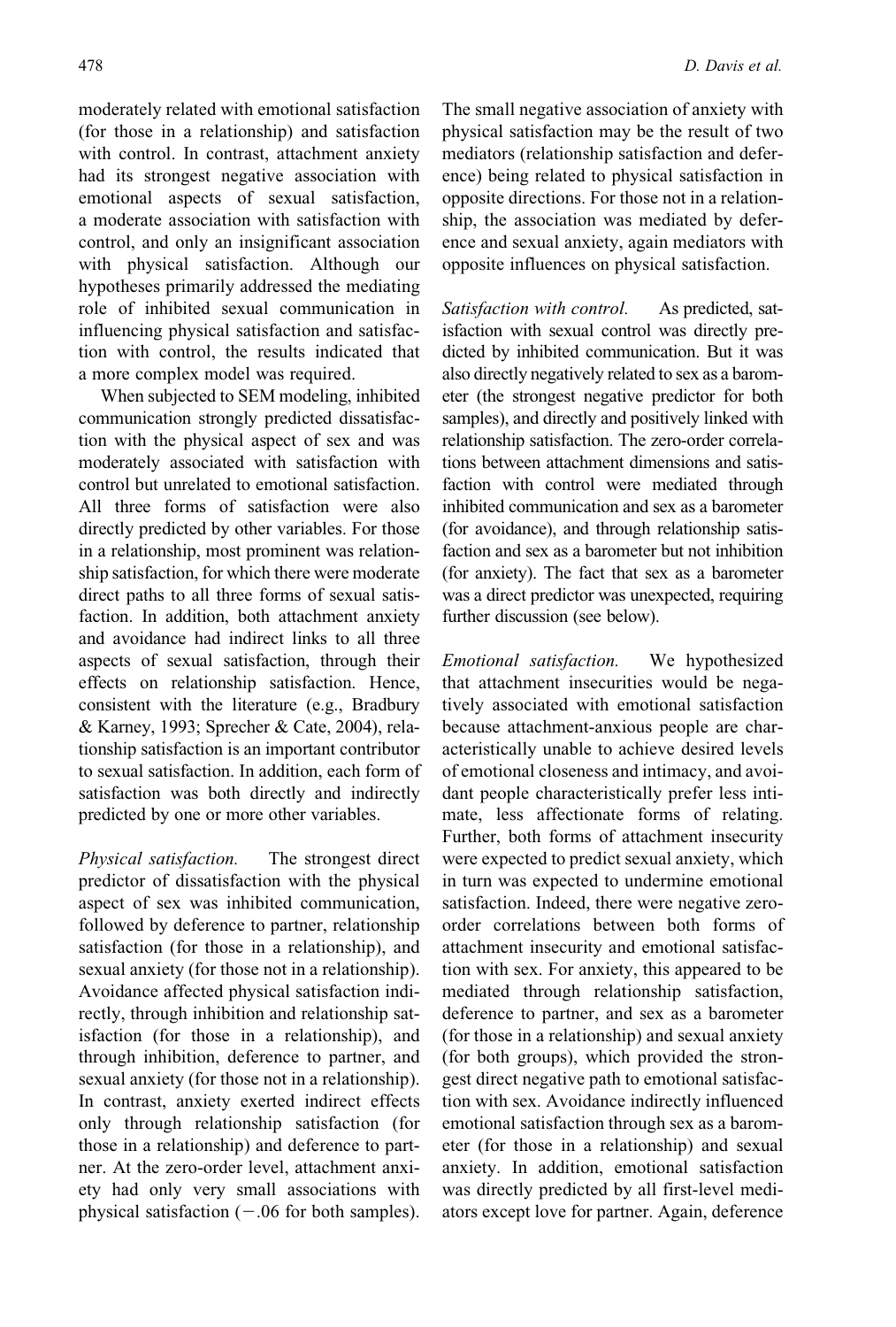moderately related with emotional satisfaction (for those in a relationship) and satisfaction with control. In contrast, attachment anxiety had its strongest negative association with emotional aspects of sexual satisfaction, a moderate association with satisfaction with control, and only an insignificant association with physical satisfaction. Although our hypotheses primarily addressed the mediating role of inhibited sexual communication in influencing physical satisfaction and satisfaction with control, the results indicated that a more complex model was required.

When subjected to SEM modeling, inhibited communication strongly predicted dissatisfaction with the physical aspect of sex and was moderately associated with satisfaction with control but unrelated to emotional satisfaction. All three forms of satisfaction were also directly predicted by other variables. For those in a relationship, most prominent was relationship satisfaction, for which there were moderate direct paths to all three forms of sexual satisfaction. In addition, both attachment anxiety and avoidance had indirect links to all three aspects of sexual satisfaction, through their effects on relationship satisfaction. Hence, consistent with the literature (e.g., Bradbury & Karney, 1993; Sprecher & Cate, 2004), relationship satisfaction is an important contributor to sexual satisfaction. In addition, each form of satisfaction was both directly and indirectly predicted by one or more other variables.

*Physical satisfaction.* The strongest direct predictor of dissatisfaction with the physical aspect of sex was inhibited communication, followed by deference to partner, relationship satisfaction (for those in a relationship), and sexual anxiety (for those not in a relationship). Avoidance affected physical satisfaction indirectly, through inhibition and relationship satisfaction (for those in a relationship), and through inhibition, deference to partner, and sexual anxiety (for those not in a relationship). In contrast, anxiety exerted indirect effects only through relationship satisfaction (for those in a relationship) and deference to partner. At the zero-order level, attachment anxiety had only very small associations with physical satisfaction ($-.06$ for both samples). The small negative association of anxiety with physical satisfaction may be the result of two mediators (relationship satisfaction and deference) being related to physical satisfaction in opposite directions. For those not in a relationship, the association was mediated by deference and sexual anxiety, again mediators with opposite influences on physical satisfaction.

*Satisfaction with control.* As predicted, satisfaction with sexual control was directly predicted by inhibited communication. But it was also directly negatively related to sex as a barometer (the strongest negative predictor for both samples), and directly and positively linked with relationship satisfaction. The zero-order correlations between attachment dimensions and satisfaction with control were mediated through inhibited communication and sex as a barometer (for avoidance), and through relationship satisfaction and sex as a barometer but not inhibition (for anxiety). The fact that sex as a barometer was a direct predictor was unexpected, requiring further discussion (see below).

*Emotional satisfaction.* We hypothesized that attachment insecurities would be negatively associated with emotional satisfaction because attachment-anxious people are characteristically unable to achieve desired levels of emotional closeness and intimacy, and avoidant people characteristically prefer less intimate, less affectionate forms of relating. Further, both forms of attachment insecurity were expected to predict sexual anxiety, which in turn was expected to undermine emotional satisfaction. Indeed, there were negative zero-order correlations between both forms of attachment insecurity and emotional satisfaction with sex. For anxiety, this appeared to be mediated through relationship satisfaction, deference to partner, and sex as a barometer (for those in a relationship) and sexual anxiety (for both groups), which provided the strongest direct negative path to emotional satisfaction with sex. Avoidance indirectly influenced emotional satisfaction through sex as a barometer (for those in a relationship) and sexual anxiety. In addition, emotional satisfaction was directly predicted by all first-level mediators except love for partner. Again, deference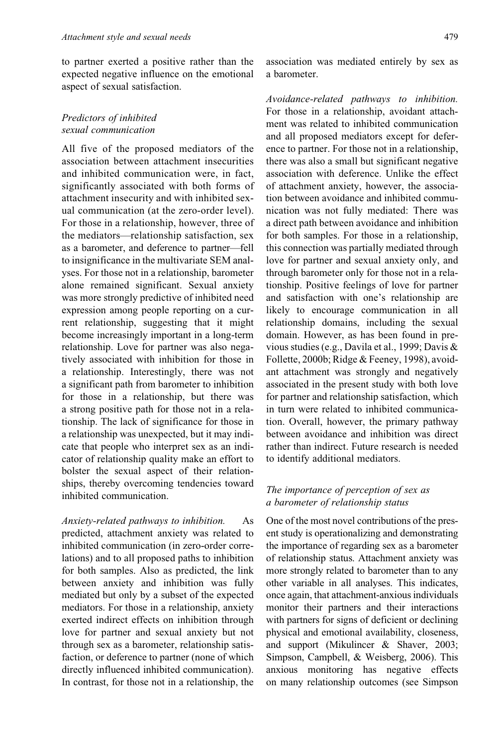to partner exerted a positive rather than the expected negative influence on the emotional aspect of sexual satisfaction.

### *Predictors of inhibited sexual communication*

All five of the proposed mediators of the association between attachment insecurities and inhibited communication were, in fact, significantly associated with both forms of attachment insecurity and with inhibited sexual communication (at the zero-order level). For those in a relationship, however, three of the mediators—relationship satisfaction, sex as a barometer, and deference to partner—fell to insignificance in the multivariate SEM analyses. For those not in a relationship, barometer alone remained significant. Sexual anxiety was more strongly predictive of inhibited need expression among people reporting on a current relationship, suggesting that it might become increasingly important in a long-term relationship. Love for partner was also negatively associated with inhibition for those in a relationship. Interestingly, there was not a significant path from barometer to inhibition for those in a relationship, but there was a strong positive path for those not in a relationship. The lack of significance for those in a relationship was unexpected, but it may indicate that people who interpret sex as an indicator of relationship quality make an effort to bolster the sexual aspect of their relationships, thereby overcoming tendencies toward inhibited communication.

*Anxiety-related pathways to inhibition.* As predicted, attachment anxiety was related to inhibited communication (in zero-order correlations) and to all proposed paths to inhibition for both samples. Also as predicted, the link between anxiety and inhibition was fully mediated but only by a subset of the expected mediators. For those in a relationship, anxiety exerted indirect effects on inhibition through love for partner and sexual anxiety but not through sex as a barometer, relationship satisfaction, or deference to partner (none of which directly influenced inhibited communication). In contrast, for those not in a relationship, the association was mediated entirely by sex as a barometer.

*Avoidance-related pathways to inhibition.* For those in a relationship, avoidant attachment was related to inhibited communication and all proposed mediators except for deference to partner. For those not in a relationship, there was also a small but significant negative association with deference. Unlike the effect of attachment anxiety, however, the association between avoidance and inhibited communication was not fully mediated: There was a direct path between avoidance and inhibition for both samples. For those in a relationship, this connection was partially mediated through love for partner and sexual anxiety only, and through barometer only for those not in a relationship. Positive feelings of love for partner and satisfaction with one's relationship are likely to encourage communication in all relationship domains, including the sexual domain. However, as has been found in previous studies (e.g., Davila et al., 1999; Davis & Follette, 2000b; Ridge & Feeney, 1998), avoidant attachment was strongly and negatively associated in the present study with both love for partner and relationship satisfaction, which in turn were related to inhibited communication. Overall, however, the primary pathway between avoidance and inhibition was direct rather than indirect. Future research is needed to identify additional mediators.

### *The importance of perception of sex as a barometer of relationship status*

One of the most novel contributions of the present study is operationalizing and demonstrating the importance of regarding sex as a barometer of relationship status. Attachment anxiety was more strongly related to barometer than to any other variable in all analyses. This indicates, once again, that attachment-anxious individuals monitor their partners and their interactions with partners for signs of deficient or declining physical and emotional availability, closeness, and support (Mikulincer & Shaver, 2003; Simpson, Campbell, & Weisberg, 2006). This anxious monitoring has negative effects on many relationship outcomes (see Simpson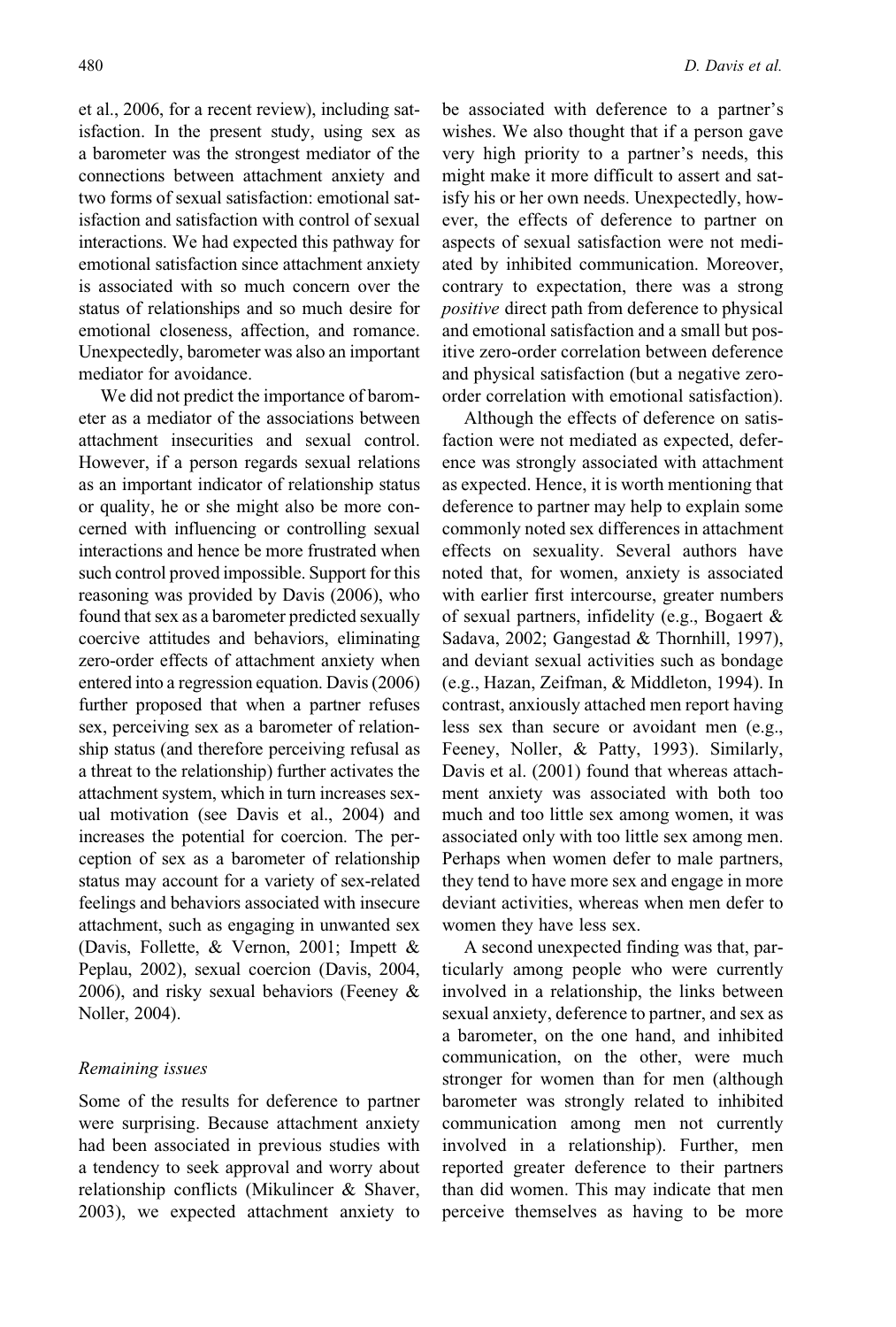et al., 2006, for a recent review), including satisfaction. In the present study, using sex as a barometer was the strongest mediator of the connections between attachment anxiety and two forms of sexual satisfaction: emotional satisfaction and satisfaction with control of sexual interactions. We had expected this pathway for emotional satisfaction since attachment anxiety is associated with so much concern over the status of relationships and so much desire for emotional closeness, affection, and romance. Unexpectedly, barometer was also an important mediator for avoidance.

We did not predict the importance of barometer as a mediator of the associations between attachment insecurities and sexual control. However, if a person regards sexual relations as an important indicator of relationship status or quality, he or she might also be more concerned with influencing or controlling sexual interactions and hence be more frustrated when such control proved impossible. Support for this reasoning was provided by Davis (2006), who found that sex as a barometer predicted sexually coercive attitudes and behaviors, eliminating zero-order effects of attachment anxiety when entered into a regression equation. Davis (2006) further proposed that when a partner refuses sex, perceiving sex as a barometer of relationship status (and therefore perceiving refusal as a threat to the relationship) further activates the attachment system, which in turn increases sexual motivation (see Davis et al., 2004) and increases the potential for coercion. The perception of sex as a barometer of relationship status may account for a variety of sex-related feelings and behaviors associated with insecure attachment, such as engaging in unwanted sex (Davis, Follette, & Vernon, 2001; Impett & Peplau, 2002), sexual coercion (Davis, 2004, 2006), and risky sexual behaviors (Feeney & Noller, 2004).

### *Remaining issues*

Some of the results for deference to partner were surprising. Because attachment anxiety had been associated in previous studies with a tendency to seek approval and worry about relationship conflicts (Mikulincer & Shaver, 2003), we expected attachment anxiety to be associated with deference to a partner's wishes. We also thought that if a person gave very high priority to a partner's needs, this might make it more difficult to assert and satisfy his or her own needs. Unexpectedly, however, the effects of deference to partner on aspects of sexual satisfaction were not mediated by inhibited communication. Moreover, contrary to expectation, there was a strong *positive* direct path from deference to physical and emotional satisfaction and a small but positive zero-order correlation between deference and physical satisfaction (but a negative zero-order correlation with emotional satisfaction).

Although the effects of deference on satisfaction were not mediated as expected, deference was strongly associated with attachment as expected. Hence, it is worth mentioning that deference to partner may help to explain some commonly noted sex differences in attachment effects on sexuality. Several authors have noted that, for women, anxiety is associated with earlier first intercourse, greater numbers of sexual partners, infidelity (e.g., Bogaert & Sadava, 2002; Gangestad & Thornhill, 1997), and deviant sexual activities such as bondage (e.g., Hazan, Zeifman, & Middleton, 1994). In contrast, anxiously attached men report having less sex than secure or avoidant men (e.g., Feeney, Noller, & Patty, 1993). Similarly, Davis et al. (2001) found that whereas attachment anxiety was associated with both too much and too little sex among women, it was associated only with too little sex among men. Perhaps when women defer to male partners, they tend to have more sex and engage in more deviant activities, whereas when men defer to women they have less sex.

A second unexpected finding was that, particularly among people who were currently involved in a relationship, the links between sexual anxiety, deference to partner, and sex as a barometer, on the one hand, and inhibited communication, on the other, were much stronger for women than for men (although barometer was strongly related to inhibited communication among men not currently involved in a relationship). Further, men reported greater deference to their partners than did women. This may indicate that men perceive themselves as having to be more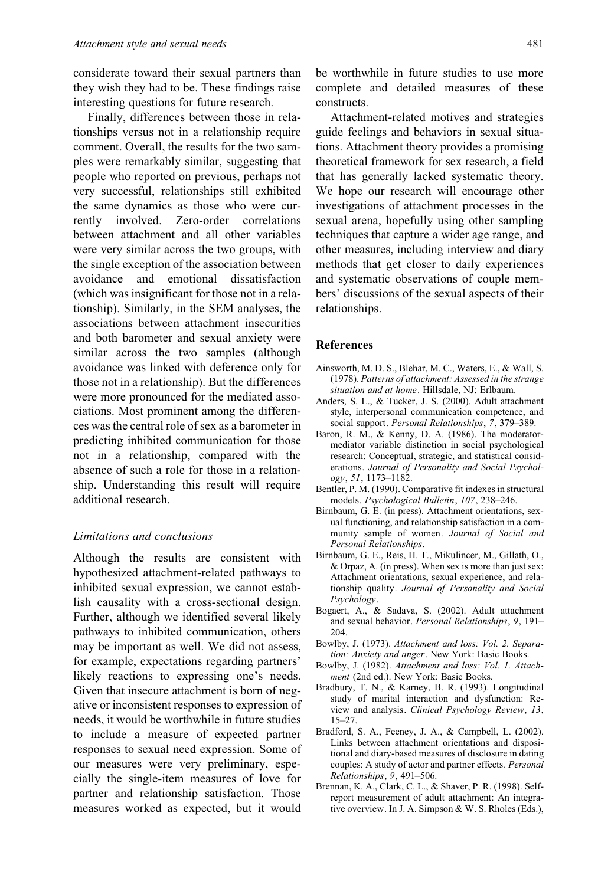considerate toward their sexual partners than they wish they had to be. These findings raise interesting questions for future research.

Finally, differences between those in relationships versus not in a relationship require comment. Overall, the results for the two samples were remarkably similar, suggesting that people who reported on previous, perhaps not very successful, relationships still exhibited the same dynamics as those who were currently involved. Zero-order correlations between attachment and all other variables were very similar across the two groups, with the single exception of the association between avoidance and emotional dissatisfaction (which was insignificant for those not in a relationship). Similarly, in the SEM analyses, the associations between attachment insecurities and both barometer and sexual anxiety were similar across the two samples (although avoidance was linked with deference only for those not in a relationship). But the differences were more pronounced for the mediated associations. Most prominent among the differences was the central role of sex as a barometer in predicting inhibited communication for those not in a relationship, compared with the absence of such a role for those in a relationship. Understanding this result will require additional research.

### Limitations and conclusions

Although the results are consistent with hypothesized attachment-related pathways to inhibited sexual expression, we cannot establish causality with a cross-sectional design. Further, although we identified several likely pathways to inhibited communication, others may be important as well. We did not assess, for example, expectations regarding partners' likely reactions to expressing one's needs. Given that insecure attachment is born of negative or inconsistent responses to expression of needs, it would be worthwhile in future studies to include a measure of expected partner responses to sexual need expression. Some of our measures were very preliminary, especially the single-item measures of love for partner and relationship satisfaction. Those measures worked as expected, but it would be worthwhile in future studies to use more complete and detailed measures of these constructs.

Attachment-related motives and strategies guide feelings and behaviors in sexual situations. Attachment theory provides a promising theoretical framework for sex research, a field that has generally lacked systematic theory. We hope our research will encourage other investigations of attachment processes in the sexual arena, hopefully using other sampling techniques that capture a wider age range, and other measures, including interview and diary methods that get closer to daily experiences and systematic observations of couple members' discussions of the sexual aspects of their relationships.

## References

Ainsworth, M. D. S., Blehar, M. C., Waters, E., & Wall, S. (1978). *Patterns of attachment: Assessed in the strange situation and at home*. Hillsdale, NJ: Erlbaum.

Anders, S. L., & Tucker, J. S. (2000). Adult attachment style, interpersonal communication competence, and social support. *Personal Relationships*, *7*, 379–389.

Baron, R. M., & Kenny, D. A. (1986). The moderator-mediator variable distinction in social psychological research: Conceptual, strategic, and statistical considerations. *Journal of Personality and Social Psychology*, *51*, 1173–1182.

Bentler, P. M. (1990). Comparative fit indexes in structural models. *Psychological Bulletin*, *107*, 238–246.

Birnbaum, G. E. (in press). Attachment orientations, sexual functioning, and relationship satisfaction in a community sample of women. *Journal of Social and Personal Relationships*.

Birnbaum, G. E., Reis, H. T., Mikulincer, M., Gillath, O., & Orpaz, A. (in press). When sex is more than just sex: Attachment orientations, sexual experience, and relationship quality. *Journal of Personality and Social Psychology*.

Bogaert, A., & Sadava, S. (2002). Adult attachment and sexual behavior. *Personal Relationships*, *9*, 191–204.

Bowlby, J. (1973). *Attachment and loss: Vol. 2. Separation: Anxiety and anger*. New York: Basic Books.

Bowlby, J. (1982). *Attachment and loss: Vol. 1. Attachment* (2nd ed.). New York: Basic Books.

Bradbury, T. N., & Karney, B. R. (1993). Longitudinal study of marital interaction and dysfunction: Review and analysis. *Clinical Psychology Review*, *13*, 15–27.

Bradford, S. A., Feeney, J. A., & Campbell, L. (2002). Links between attachment orientations and dispositional and diary-based measures of disclosure in dating couples: A study of actor and partner effects. *Personal Relationships*, *9*, 491–506.

Brennan, K. A., Clark, C. L., & Shaver, P. R. (1998). Self-report measurement of adult attachment: An integrative overview. In J. A. Simpson & W. S. Rholes (Eds.),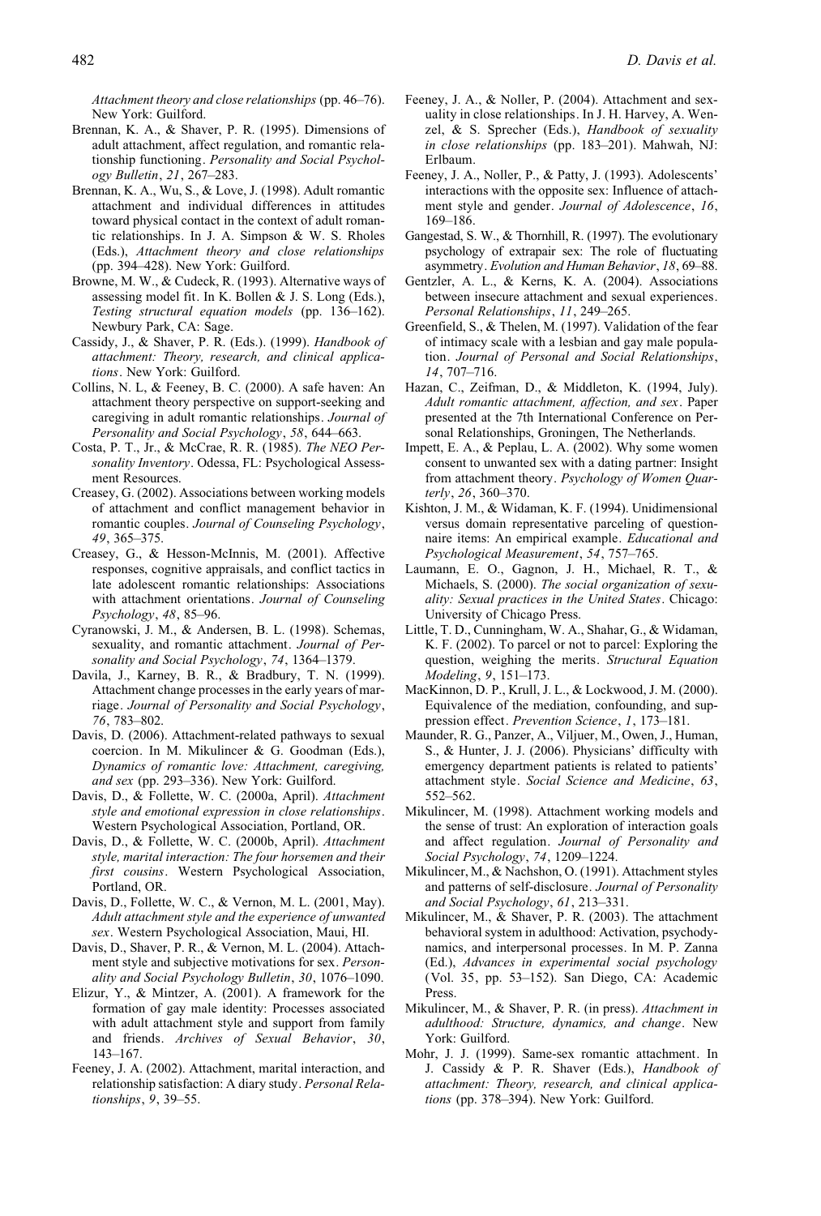*Attachment theory and close relationships* (pp. 46–76). New York: Guilford.

Brennan, K. A., & Shaver, P. R. (1995). Dimensions of adult attachment, affect regulation, and romantic relationship functioning. *Personality and Social Psychology Bulletin*, *21*, 267–283.

Brennan, K. A., Wu, S., & Love, J. (1998). Adult romantic attachment and individual differences in attitudes toward physical contact in the context of adult romantic relationships. In J. A. Simpson & W. S. Rholes (Eds.), *Attachment theory and close relationships* (pp. 394–428). New York: Guilford.

Browne, M. W., & Cudeck, R. (1993). Alternative ways of assessing model fit. In K. Bollen & J. S. Long (Eds.), *Testing structural equation models* (pp. 136–162). Newbury Park, CA: Sage.

Cassidy, J., & Shaver, P. R. (Eds.). (1999). *Handbook of attachment: Theory, research, and clinical applications*. New York: Guilford.

Collins, N. L, & Feeney, B. C. (2000). A safe haven: An attachment theory perspective on support-seeking and caregiving in adult romantic relationships. *Journal of Personality and Social Psychology*, *58*, 644–663.

Costa, P. T., Jr., & McCrae, R. R. (1985). *The NEO Personality Inventory*. Odessa, FL: Psychological Assessment Resources.

Creasey, G. (2002). Associations between working models of attachment and conflict management behavior in romantic couples. *Journal of Counseling Psychology*, *49*, 365–375.

Creasey, G., & Hesson-McInnis, M. (2001). Affective responses, cognitive appraisals, and conflict tactics in late adolescent romantic relationships: Associations with attachment orientations. *Journal of Counseling Psychology*, *48*, 85–96.

Cyranowski, J. M., & Andersen, B. L. (1998). Schemas, sexuality, and romantic attachment. *Journal of Personality and Social Psychology*, *74*, 1364–1379.

Davila, J., Karney, B. R., & Bradbury, T. N. (1999). Attachment change processes in the early years of marriage. *Journal of Personality and Social Psychology*, *76*, 783–802.

Davis, D. (2006). Attachment-related pathways to sexual coercion. In M. Mikulincer & G. Goodman (Eds.), *Dynamics of romantic love: Attachment, caregiving, and sex* (pp. 293–336). New York: Guilford.

Davis, D., & Follette, W. C. (2000a, April). *Attachment style and emotional expression in close relationships*. Western Psychological Association, Portland, OR.

Davis, D., & Follette, W. C. (2000b, April). *Attachment style, marital interaction: The four horsemen and their first cousins*. Western Psychological Association, Portland, OR.

Davis, D., Follette, W. C., & Vernon, M. L. (2001, May). *Adult attachment style and the experience of unwanted sex*. Western Psychological Association, Maui, HI.

Davis, D., Shaver, P. R., & Vernon, M. L. (2004). Attachment style and subjective motivations for sex. *Personality and Social Psychology Bulletin*, *30*, 1076–1090.

Elizur, Y., & Mintzer, A. (2001). A framework for the formation of gay male identity: Processes associated with adult attachment style and support from family and friends. *Archives of Sexual Behavior*, *30*, 143–167.

Feeney, J. A. (2002). Attachment, marital interaction, and relationship satisfaction: A diary study. *Personal Relationships*, *9*, 39–55.

Feeney, J. A., & Noller, P. (2004). Attachment and sexuality in close relationships. In J. H. Harvey, A. Wenzel, & S. Sprecher (Eds.), *Handbook of sexuality in close relationships* (pp. 183–201). Mahwah, NJ: Erlbaum.

Feeney, J. A., Noller, P., & Patty, J. (1993). Adolescents' interactions with the opposite sex: Influence of attachment style and gender. *Journal of Adolescence*, *16*, 169–186.

Gangestad, S. W., & Thornhill, R. (1997). The evolutionary psychology of extrapair sex: The role of fluctuating asymmetry. *Evolution and Human Behavior*, *18*, 69–88.

Gentzler, A. L., & Kerns, K. A. (2004). Associations between insecure attachment and sexual experiences. *Personal Relationships*, *11*, 249–265.

Greenfield, S., & Thelen, M. (1997). Validation of the fear of intimacy scale with a lesbian and gay male population. *Journal of Personal and Social Relationships*, *14*, 707–716.

Hazan, C., Zeifman, D., & Middleton, K. (1994, July). *Adult romantic attachment, affection, and sex*. Paper presented at the 7th International Conference on Personal Relationships, Groningen, The Netherlands.

Impett, E. A., & Peplau, L. A. (2002). Why some women consent to unwanted sex with a dating partner: Insight from attachment theory. *Psychology of Women Quarterly*, *26*, 360–370.

Kishton, J. M., & Widaman, K. F. (1994). Unidimensional versus domain representative parceling of questionnaire items: An empirical example. *Educational and Psychological Measurement*, *54*, 757–765.

Laumann, E. O., Gagnon, J. H., Michael, R. T., & Michaels, S. (2000). *The social organization of sexuality: Sexual practices in the United States*. Chicago: University of Chicago Press.

Little, T. D., Cunningham, W. A., Shahar, G., & Widaman, K. F. (2002). To parcel or not to parcel: Exploring the question, weighing the merits. *Structural Equation Modeling*, *9*, 151–173.

MacKinnon, D. P., Krull, J. L., & Lockwood, J. M. (2000). Equivalence of the mediation, confounding, and suppression effect. *Prevention Science*, *1*, 173–181.

Maunder, R. G., Panzer, A., Viljuer, M., Owen, J., Human, S., & Hunter, J. J. (2006). Physicians' difficulty with emergency department patients is related to patients' attachment style. *Social Science and Medicine*, *63*, 552–562.

Mikulincer, M. (1998). Attachment working models and the sense of trust: An exploration of interaction goals and affect regulation. *Journal of Personality and Social Psychology*, *74*, 1209–1224.

Mikulincer, M., & Nachshon, O. (1991). Attachment styles and patterns of self-disclosure. *Journal of Personality and Social Psychology*, *61*, 213–331.

Mikulincer, M., & Shaver, P. R. (2003). The attachment behavioral system in adulthood: Activation, psychodynamics, and interpersonal processes. In M. P. Zanna (Ed.), *Advances in experimental social psychology* (Vol. 35, pp. 53–152). San Diego, CA: Academic Press.

Mikulincer, M., & Shaver, P. R. (in press). *Attachment in adulthood: Structure, dynamics, and change*. New York: Guilford.

Mohr, J. J. (1999). Same-sex romantic attachment. In J. Cassidy & P. R. Shaver (Eds.), *Handbook of attachment: Theory, research, and clinical applications* (pp. 378–394). New York: Guilford.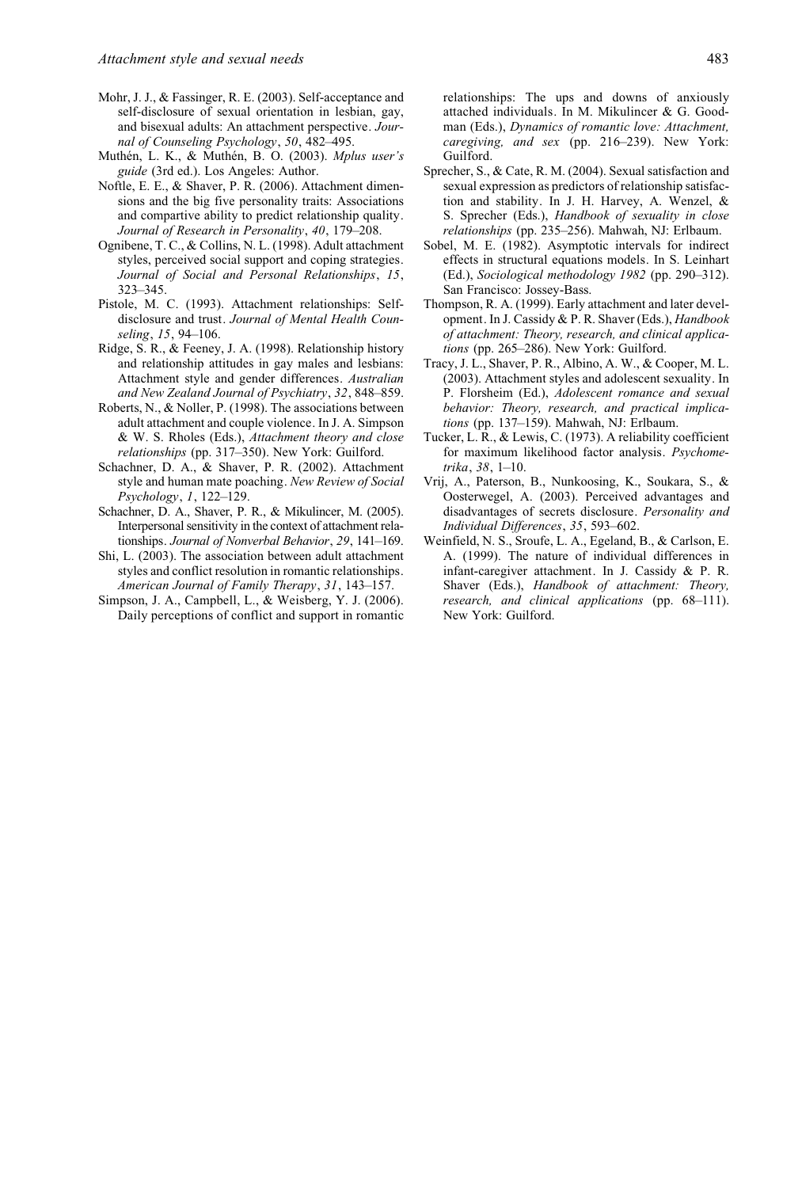Mohr, J. J., & Fassinger, R. E. (2003). Self-acceptance and self-disclosure of sexual orientation in lesbian, gay, and bisexual adults: An attachment perspective. *Journal of Counseling Psychology*, *50*, 482–495.

Muthén, L. K., & Muthén, B. O. (2003). *Mplus user's guide* (3rd ed.). Los Angeles: Author.

Noftle, E. E., & Shaver, P. R. (2006). Attachment dimensions and the big five personality traits: Associations and compartive ability to predict relationship quality. *Journal of Research in Personality*, *40*, 179–208.

Ognibene, T. C., & Collins, N. L. (1998). Adult attachment styles, perceived social support and coping strategies. *Journal of Social and Personal Relationships*, *15*, 323–345.

Pistole, M. C. (1993). Attachment relationships: Self-disclosure and trust. *Journal of Mental Health Counseling*, *15*, 94–106.

Ridge, S. R., & Feeney, J. A. (1998). Relationship history and relationship attitudes in gay males and lesbians: Attachment style and gender differences. *Australian and New Zealand Journal of Psychiatry*, *32*, 848–859.

Roberts, N., & Noller, P. (1998). The associations between adult attachment and couple violence. In J. A. Simpson & W. S. Rholes (Eds.), *Attachment theory and close relationships* (pp. 317–350). New York: Guilford.

Schachner, D. A., & Shaver, P. R. (2002). Attachment style and human mate poaching. *New Review of Social Psychology*, *1*, 122–129.

Schachner, D. A., Shaver, P. R., & Mikulincer, M. (2005). Interpersonal sensitivity in the context of attachment relationships. *Journal of Nonverbal Behavior*, *29*, 141–169.

Shi, L. (2003). The association between adult attachment styles and conflict resolution in romantic relationships. *American Journal of Family Therapy*, *31*, 143–157.

Simpson, J. A., Campbell, L., & Weisberg, Y. J. (2006). Daily perceptions of conflict and support in romantic relationships: The ups and downs of anxiously attached individuals. In M. Mikulincer & G. Goodman (Eds.), *Dynamics of romantic love: Attachment, caregiving, and sex* (pp. 216–239). New York: Guilford.

Sprecher, S., & Cate, R. M. (2004). Sexual satisfaction and sexual expression as predictors of relationship satisfaction and stability. In J. H. Harvey, A. Wenzel, & S. Sprecher (Eds.), *Handbook of sexuality in close relationships* (pp. 235–256). Mahwah, NJ: Erlbaum.

Sobel, M. E. (1982). Asymptotic intervals for indirect effects in structural equations models. In S. Leinhart (Ed.), *Sociological methodology 1982* (pp. 290–312). San Francisco: Jossey-Bass.

Thompson, R. A. (1999). Early attachment and later development. In J. Cassidy & P. R. Shaver (Eds.), *Handbook of attachment: Theory, research, and clinical applications* (pp. 265–286). New York: Guilford.

Tracy, J. L., Shaver, P. R., Albino, A. W., & Cooper, M. L. (2003). Attachment styles and adolescent sexuality. In P. Florsheim (Ed.), *Adolescent romance and sexual behavior: Theory, research, and practical implications* (pp. 137–159). Mahwah, NJ: Erlbaum.

Tucker, L. R., & Lewis, C. (1973). A reliability coefficient for maximum likelihood factor analysis. *Psychometrika*, *38*, 1–10.

Vrij, A., Paterson, B., Nunkoosing, K., Soukara, S., & Oosterwegel, A. (2003). Perceived advantages and disadvantages of secrets disclosure. *Personality and Individual Differences*, *35*, 593–602.

Weinfield, N. S., Sroufe, L. A., Egeland, B., & Carlson, E. A. (1999). The nature of individual differences in infant-caregiver attachment. In J. Cassidy & P. R. Shaver (Eds.), *Handbook of attachment: Theory, research, and clinical applications* (pp. 68–111). New York: Guilford.